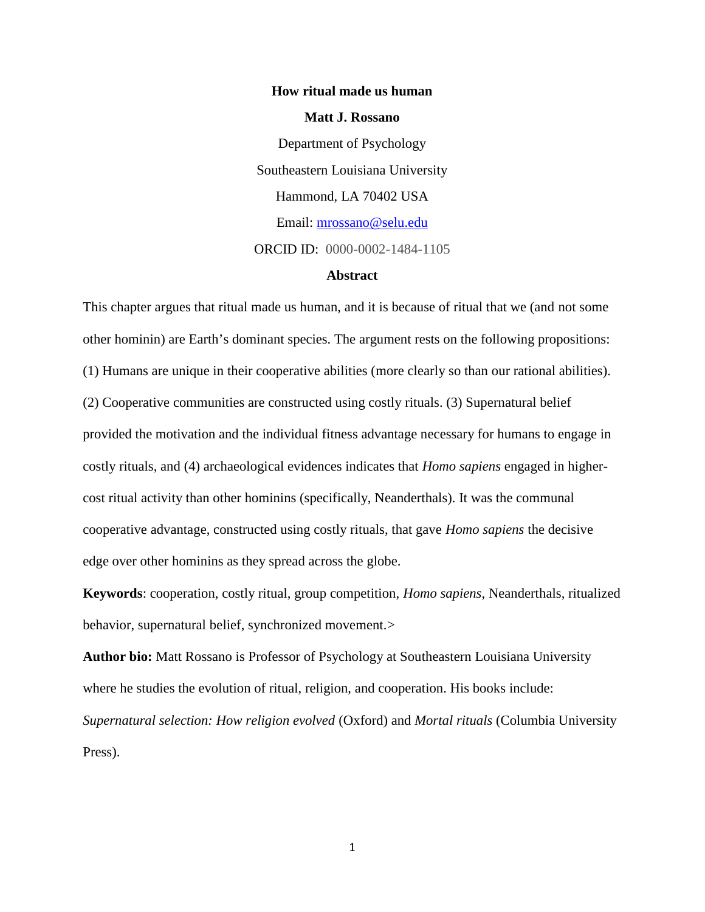# How ritual made us human

**Matt J. Rossano**

Department of Psychology

Southeastern Louisiana University

Hammond, LA 70402 USA

Email: mrossano@selu.edu

ORCID ID: 0000-0002-1484-1105

## Abstract

This chapter argues that ritual made us human, and it is because of ritual that we (and not some other hominin) are Earth's dominant species. The argument rests on the following propositions: (1) Humans are unique in their cooperative abilities (more clearly so than our rational abilities). (2) Cooperative communities are constructed using costly rituals. (3) Supernatural belief provided the motivation and the individual fitness advantage necessary for humans to engage in costly rituals, and (4) archaeological evidences indicates that *Homo sapiens* engaged in higher-cost ritual activity than other hominins (specifically, Neanderthals). It was the communal cooperative advantage, constructed using costly rituals, that gave *Homo sapiens* the decisive edge over other hominins as they spread across the globe.

**Keywords**: cooperation, costly ritual, group competition, *Homo sapiens*, Neanderthals, ritualized behavior, supernatural belief, synchronized movement.>

**Author bio:** Matt Rossano is Professor of Psychology at Southeastern Louisiana University where he studies the evolution of ritual, religion, and cooperation. His books include: *Supernatural selection: How religion evolved* (Oxford) and *Mortal rituals* (Columbia University Press).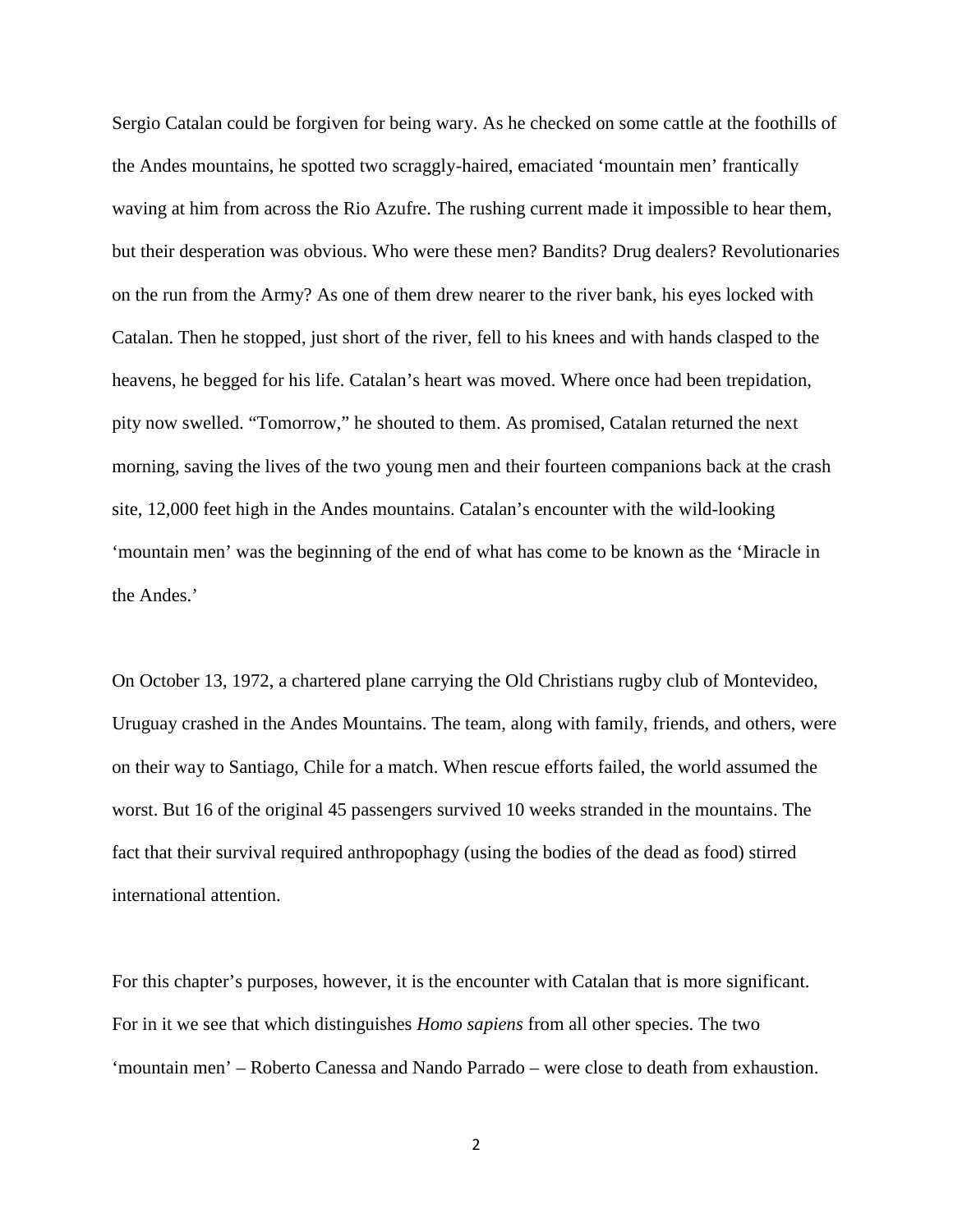Sergio Catalan could be forgiven for being wary. As he checked on some cattle at the foothills of the Andes mountains, he spotted two scraggly-haired, emaciated 'mountain men' frantically waving at him from across the Rio Azufre. The rushing current made it impossible to hear them, but their desperation was obvious. Who were these men? Bandits? Drug dealers? Revolutionaries on the run from the Army? As one of them drew nearer to the river bank, his eyes locked with Catalan. Then he stopped, just short of the river, fell to his knees and with hands clasped to the heavens, he begged for his life. Catalan's heart was moved. Where once had been trepidation, pity now swelled. "Tomorrow," he shouted to them. As promised, Catalan returned the next morning, saving the lives of the two young men and their fourteen companions back at the crash site, 12,000 feet high in the Andes mountains. Catalan's encounter with the wild-looking 'mountain men' was the beginning of the end of what has come to be known as the 'Miracle in the Andes.'

On October 13, 1972, a chartered plane carrying the Old Christians rugby club of Montevideo, Uruguay crashed in the Andes Mountains. The team, along with family, friends, and others, were on their way to Santiago, Chile for a match. When rescue efforts failed, the world assumed the worst. But 16 of the original 45 passengers survived 10 weeks stranded in the mountains. The fact that their survival required anthropophagy (using the bodies of the dead as food) stirred international attention.

For this chapter's purposes, however, it is the encounter with Catalan that is more significant. For in it we see that which distinguishes *Homo sapiens* from all other species. The two 'mountain men' – Roberto Canessa and Nando Parrado – were close to death from exhaustion.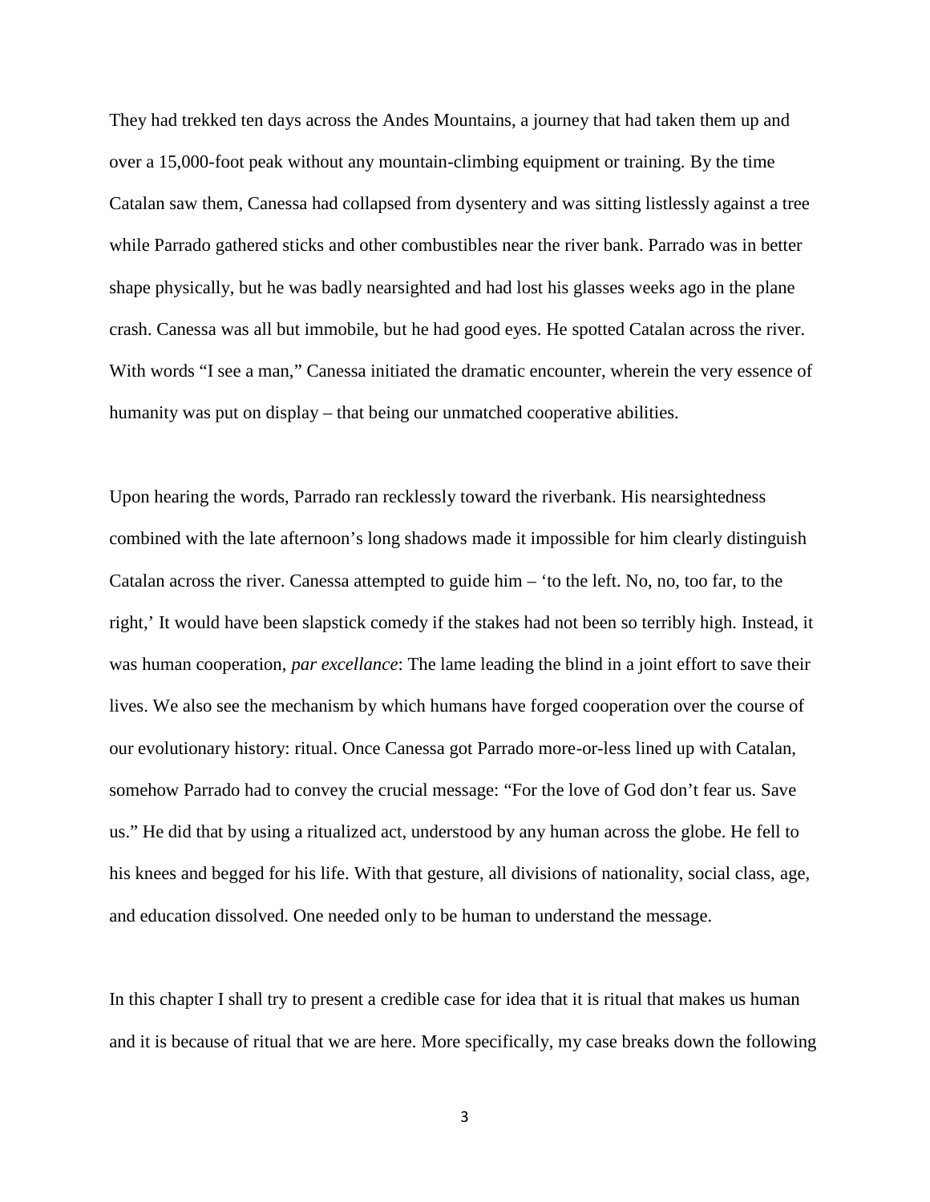They had trekked ten days across the Andes Mountains, a journey that had taken them up and over a 15,000-foot peak without any mountain-climbing equipment or training. By the time Catalan saw them, Canessa had collapsed from dysentery and was sitting listlessly against a tree while Parrado gathered sticks and other combustibles near the river bank. Parrado was in better shape physically, but he was badly nearsighted and had lost his glasses weeks ago in the plane crash. Canessa was all but immobile, but he had good eyes. He spotted Catalan across the river. With words "I see a man," Canessa initiated the dramatic encounter, wherein the very essence of humanity was put on display – that being our unmatched cooperative abilities.

Upon hearing the words, Parrado ran recklessly toward the riverbank. His nearsightedness combined with the late afternoon's long shadows made it impossible for him clearly distinguish Catalan across the river. Canessa attempted to guide him – 'to the left. No, no, too far, to the right,' It would have been slapstick comedy if the stakes had not been so terribly high. Instead, it was human cooperation, *par excellance*: The lame leading the blind in a joint effort to save their lives. We also see the mechanism by which humans have forged cooperation over the course of our evolutionary history: ritual. Once Canessa got Parrado more-or-less lined up with Catalan, somehow Parrado had to convey the crucial message: "For the love of God don't fear us. Save us." He did that by using a ritualized act, understood by any human across the globe. He fell to his knees and begged for his life. With that gesture, all divisions of nationality, social class, age, and education dissolved. One needed only to be human to understand the message.

In this chapter I shall try to present a credible case for idea that it is ritual that makes us human and it is because of ritual that we are here. More specifically, my case breaks down the following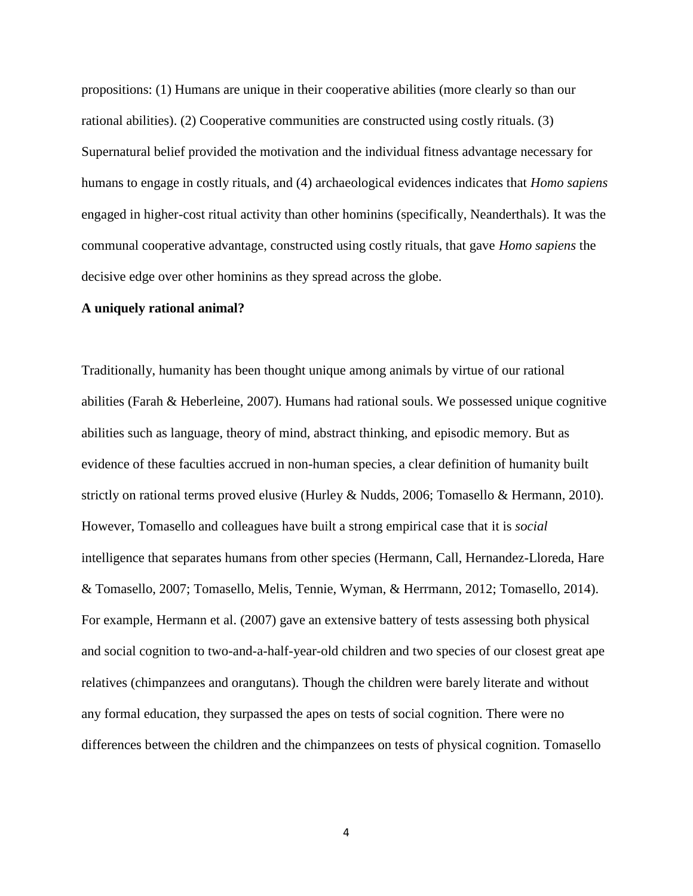propositions: (1) Humans are unique in their cooperative abilities (more clearly so than our rational abilities). (2) Cooperative communities are constructed using costly rituals. (3) Supernatural belief provided the motivation and the individual fitness advantage necessary for humans to engage in costly rituals, and (4) archaeological evidences indicates that *Homo sapiens* engaged in higher-cost ritual activity than other hominins (specifically, Neanderthals). It was the communal cooperative advantage, constructed using costly rituals, that gave *Homo sapiens* the decisive edge over other hominins as they spread across the globe.

**A uniquely rational animal?**

Traditionally, humanity has been thought unique among animals by virtue of our rational abilities (Farah & Heberleine, 2007). Humans had rational souls. We possessed unique cognitive abilities such as language, theory of mind, abstract thinking, and episodic memory. But as evidence of these faculties accrued in non-human species, a clear definition of humanity built strictly on rational terms proved elusive (Hurley & Nudds, 2006; Tomasello & Hermann, 2010). However, Tomasello and colleagues have built a strong empirical case that it is *social* intelligence that separates humans from other species (Hermann, Call, Hernandez-Lloreda, Hare & Tomasello, 2007; Tomasello, Melis, Tennie, Wyman, & Herrmann, 2012; Tomasello, 2014). For example, Hermann et al. (2007) gave an extensive battery of tests assessing both physical and social cognition to two-and-a-half-year-old children and two species of our closest great ape relatives (chimpanzees and orangutans). Though the children were barely literate and without any formal education, they surpassed the apes on tests of social cognition. There were no differences between the children and the chimpanzees on tests of physical cognition. Tomasello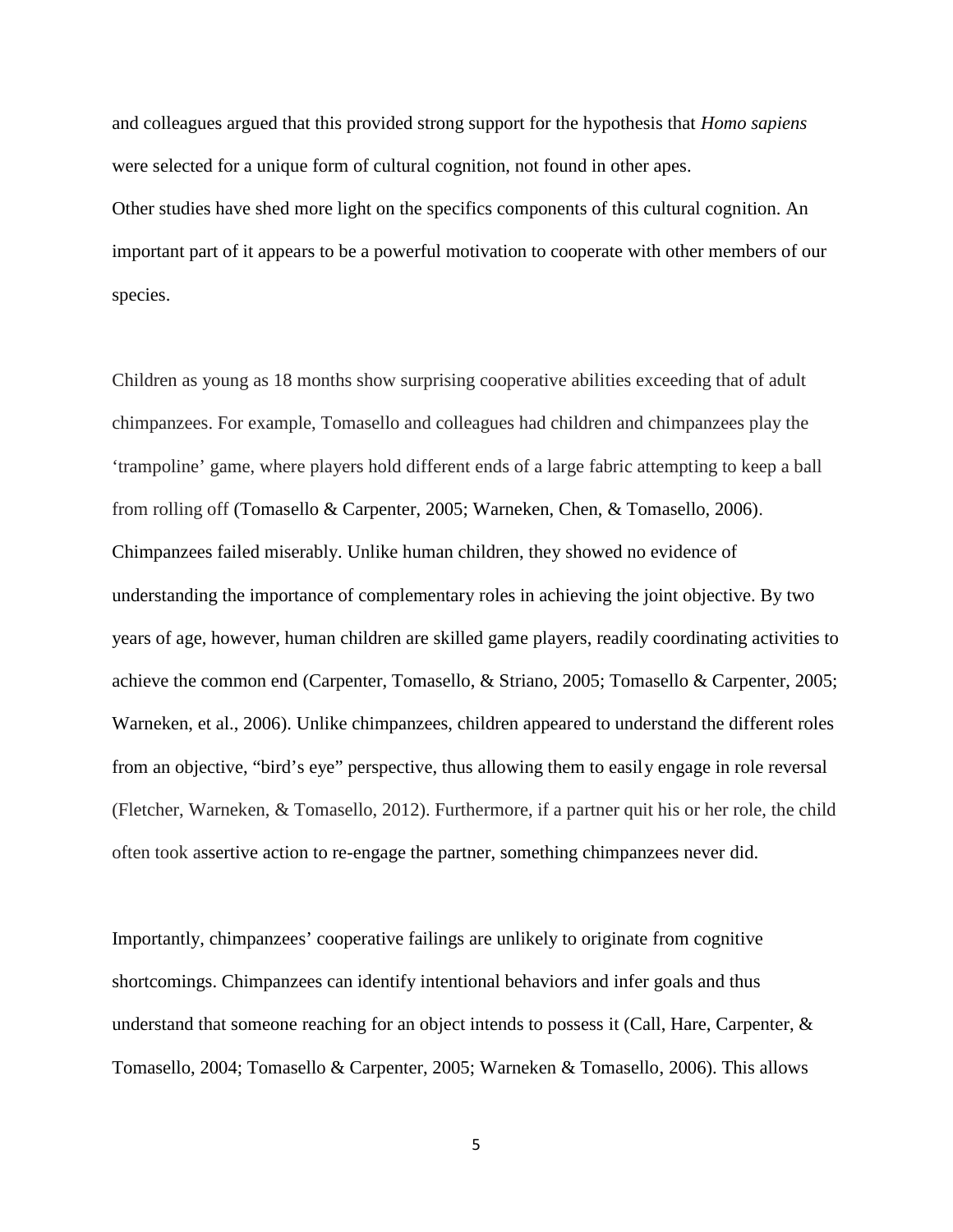and colleagues argued that this provided strong support for the hypothesis that *Homo sapiens* were selected for a unique form of cultural cognition, not found in other apes.

Other studies have shed more light on the specifics components of this cultural cognition. An important part of it appears to be a powerful motivation to cooperate with other members of our species.

Children as young as 18 months show surprising cooperative abilities exceeding that of adult chimpanzees. For example, Tomasello and colleagues had children and chimpanzees play the 'trampoline' game, where players hold different ends of a large fabric attempting to keep a ball from rolling off (Tomasello & Carpenter, 2005; Warneken, Chen, & Tomasello, 2006). Chimpanzees failed miserably. Unlike human children, they showed no evidence of understanding the importance of complementary roles in achieving the joint objective. By two years of age, however, human children are skilled game players, readily coordinating activities to achieve the common end (Carpenter, Tomasello, & Striano, 2005; Tomasello & Carpenter, 2005; Warneken, et al., 2006). Unlike chimpanzees, children appeared to understand the different roles from an objective, "bird's eye" perspective, thus allowing them to easily engage in role reversal (Fletcher, Warneken, & Tomasello, 2012). Furthermore, if a partner quit his or her role, the child often took assertive action to re-engage the partner, something chimpanzees never did.

Importantly, chimpanzees' cooperative failings are unlikely to originate from cognitive shortcomings. Chimpanzees can identify intentional behaviors and infer goals and thus understand that someone reaching for an object intends to possess it (Call, Hare, Carpenter, & Tomasello, 2004; Tomasello & Carpenter, 2005; Warneken & Tomasello, 2006). This allows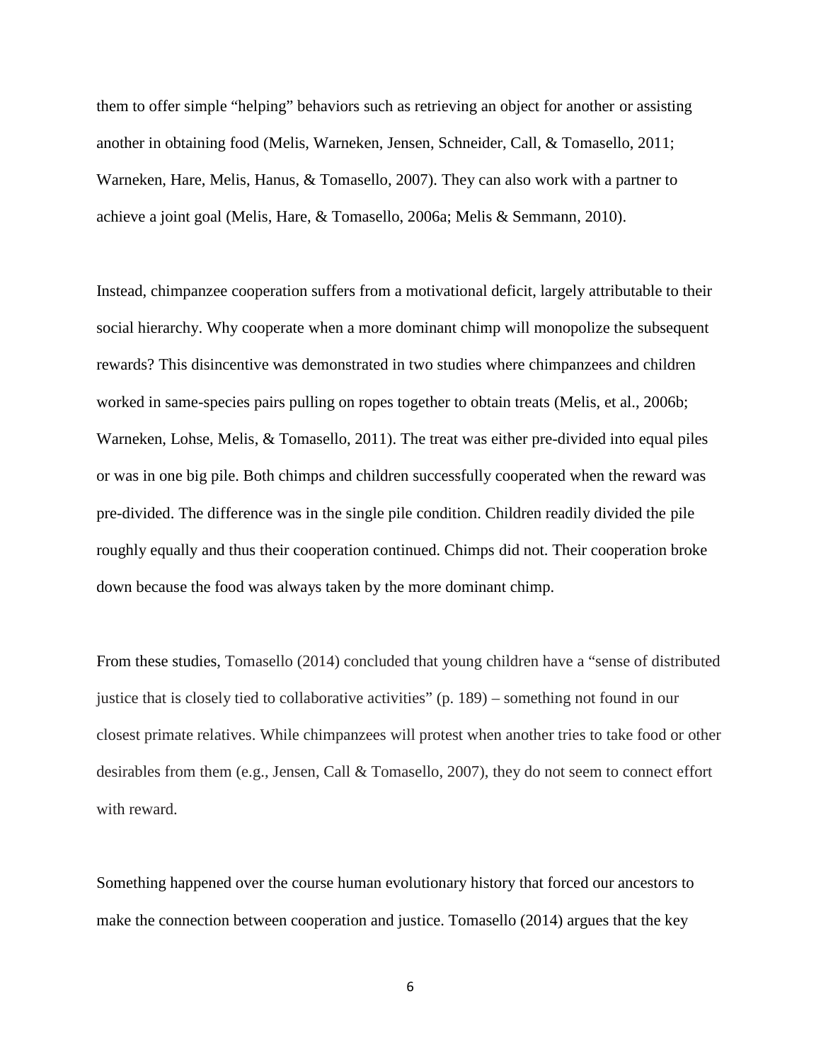them to offer simple "helping" behaviors such as retrieving an object for another or assisting another in obtaining food (Melis, Warneken, Jensen, Schneider, Call, & Tomasello, 2011; Warneken, Hare, Melis, Hanus, & Tomasello, 2007). They can also work with a partner to achieve a joint goal (Melis, Hare, & Tomasello, 2006a; Melis & Semmann, 2010).

Instead, chimpanzee cooperation suffers from a motivational deficit, largely attributable to their social hierarchy. Why cooperate when a more dominant chimp will monopolize the subsequent rewards? This disincentive was demonstrated in two studies where chimpanzees and children worked in same-species pairs pulling on ropes together to obtain treats (Melis, et al., 2006b; Warneken, Lohse, Melis, & Tomasello, 2011). The treat was either pre-divided into equal piles or was in one big pile. Both chimps and children successfully cooperated when the reward was pre-divided. The difference was in the single pile condition. Children readily divided the pile roughly equally and thus their cooperation continued. Chimps did not. Their cooperation broke down because the food was always taken by the more dominant chimp.

From these studies, Tomasello (2014) concluded that young children have a "sense of distributed justice that is closely tied to collaborative activities" (p. 189) – something not found in our closest primate relatives. While chimpanzees will protest when another tries to take food or other desirables from them (e.g., Jensen, Call & Tomasello, 2007), they do not seem to connect effort with reward.

Something happened over the course human evolutionary history that forced our ancestors to make the connection between cooperation and justice. Tomasello (2014) argues that the key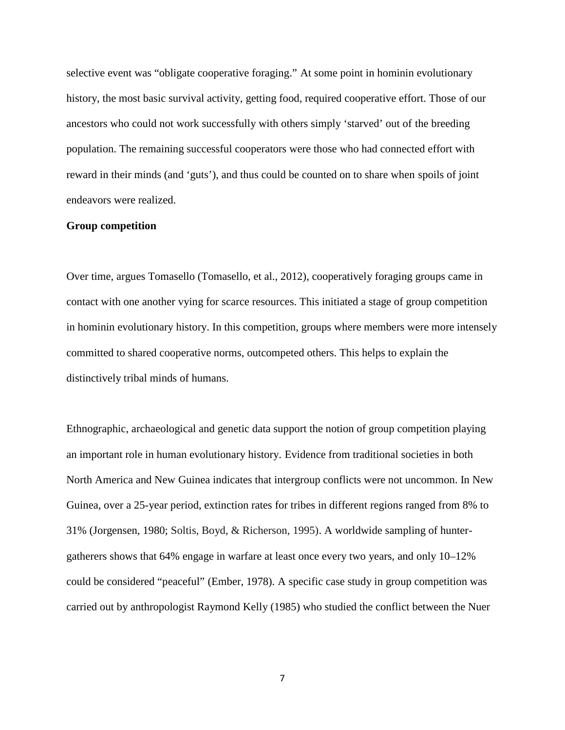selective event was "obligate cooperative foraging." At some point in hominin evolutionary history, the most basic survival activity, getting food, required cooperative effort. Those of our ancestors who could not work successfully with others simply 'starved' out of the breeding population. The remaining successful cooperators were those who had connected effort with reward in their minds (and 'guts'), and thus could be counted on to share when spoils of joint endeavors were realized.

**Group competition**

Over time, argues Tomasello (Tomasello, et al., 2012), cooperatively foraging groups came in contact with one another vying for scarce resources. This initiated a stage of group competition in hominin evolutionary history. In this competition, groups where members were more intensely committed to shared cooperative norms, outcompeted others. This helps to explain the distinctively tribal minds of humans.

Ethnographic, archaeological and genetic data support the notion of group competition playing an important role in human evolutionary history. Evidence from traditional societies in both North America and New Guinea indicates that intergroup conflicts were not uncommon. In New Guinea, over a 25-year period, extinction rates for tribes in different regions ranged from 8% to 31% (Jorgensen, 1980; Soltis, Boyd, & Richerson, 1995). A worldwide sampling of hunter-gatherers shows that 64% engage in warfare at least once every two years, and only 10–12% could be considered "peaceful" (Ember, 1978). A specific case study in group competition was carried out by anthropologist Raymond Kelly (1985) who studied the conflict between the Nuer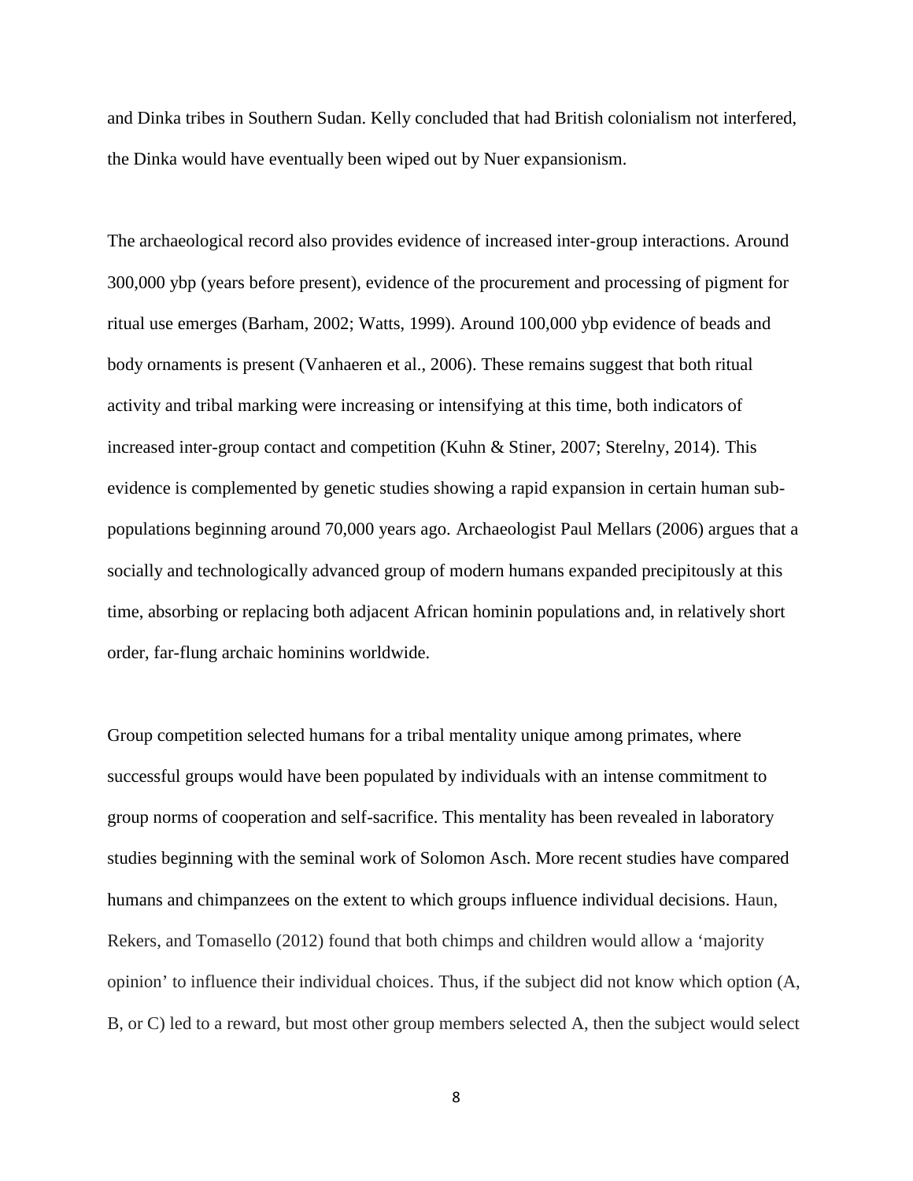and Dinka tribes in Southern Sudan. Kelly concluded that had British colonialism not interfered, the Dinka would have eventually been wiped out by Nuer expansionism.

The archaeological record also provides evidence of increased inter-group interactions. Around 300,000 ybp (years before present), evidence of the procurement and processing of pigment for ritual use emerges (Barham, 2002; Watts, 1999). Around 100,000 ybp evidence of beads and body ornaments is present (Vanhaeren et al., 2006). These remains suggest that both ritual activity and tribal marking were increasing or intensifying at this time, both indicators of increased inter-group contact and competition (Kuhn & Stiner, 2007; Sterelny, 2014). This evidence is complemented by genetic studies showing a rapid expansion in certain human sub-populations beginning around 70,000 years ago. Archaeologist Paul Mellars (2006) argues that a socially and technologically advanced group of modern humans expanded precipitously at this time, absorbing or replacing both adjacent African hominin populations and, in relatively short order, far-flung archaic hominins worldwide.

Group competition selected humans for a tribal mentality unique among primates, where successful groups would have been populated by individuals with an intense commitment to group norms of cooperation and self-sacrifice. This mentality has been revealed in laboratory studies beginning with the seminal work of Solomon Asch. More recent studies have compared humans and chimpanzees on the extent to which groups influence individual decisions. Haun, Rekers, and Tomasello (2012) found that both chimps and children would allow a 'majority opinion' to influence their individual choices. Thus, if the subject did not know which option (A, B, or C) led to a reward, but most other group members selected A, then the subject would select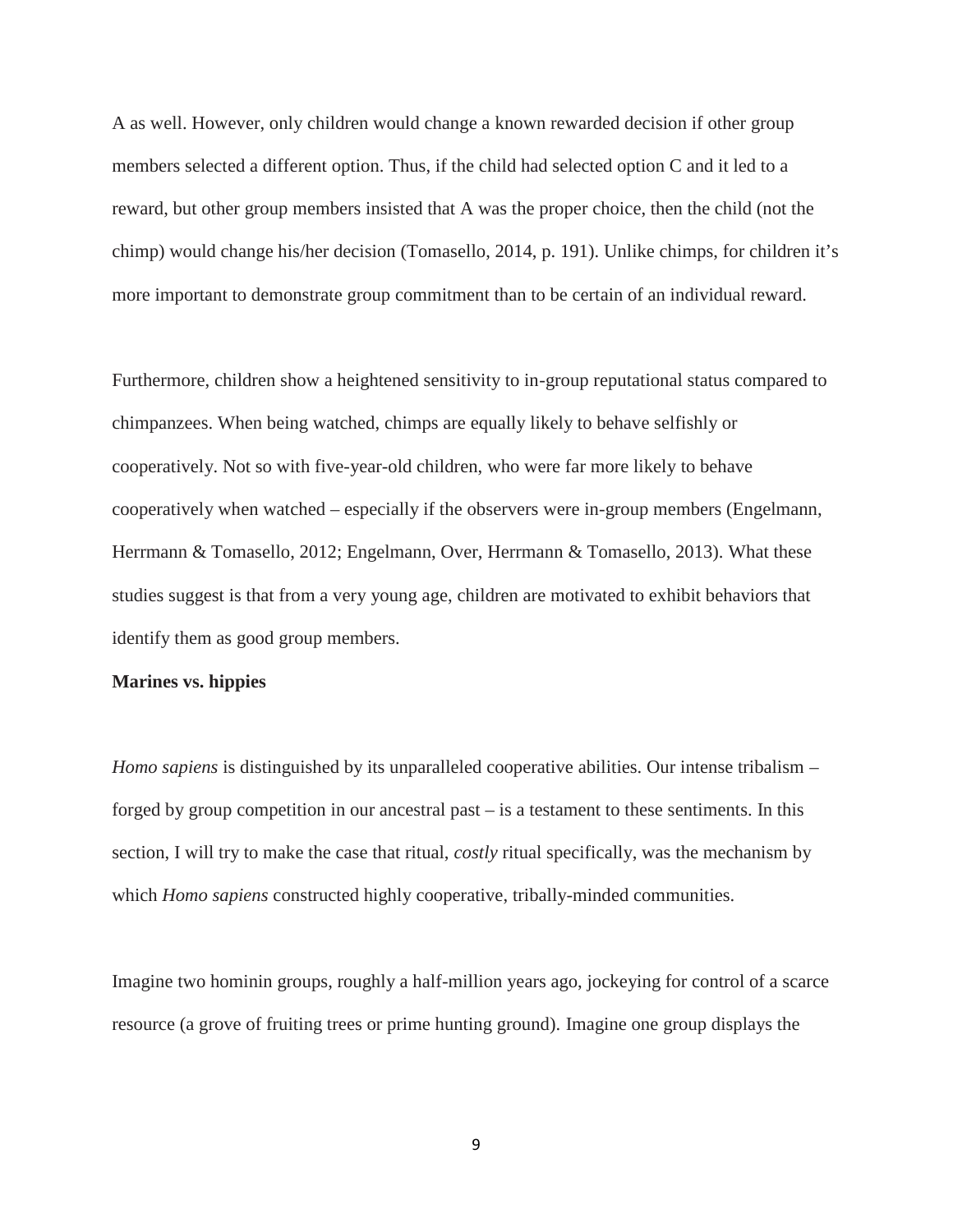A as well. However, only children would change a known rewarded decision if other group members selected a different option. Thus, if the child had selected option C and it led to a reward, but other group members insisted that A was the proper choice, then the child (not the chimp) would change his/her decision (Tomasello, 2014, p. 191). Unlike chimps, for children it's more important to demonstrate group commitment than to be certain of an individual reward.

Furthermore, children show a heightened sensitivity to in-group reputational status compared to chimpanzees. When being watched, chimps are equally likely to behave selfishly or cooperatively. Not so with five-year-old children, who were far more likely to behave cooperatively when watched – especially if the observers were in-group members (Engelmann, Herrmann & Tomasello, 2012; Engelmann, Over, Herrmann & Tomasello, 2013). What these studies suggest is that from a very young age, children are motivated to exhibit behaviors that identify them as good group members.

**Marines vs. hippies**

*Homo sapiens* is distinguished by its unparalleled cooperative abilities. Our intense tribalism – forged by group competition in our ancestral past – is a testament to these sentiments. In this section, I will try to make the case that ritual, *costly* ritual specifically, was the mechanism by which *Homo sapiens* constructed highly cooperative, tribally-minded communities.

Imagine two hominin groups, roughly a half-million years ago, jockeying for control of a scarce resource (a grove of fruiting trees or prime hunting ground). Imagine one group displays the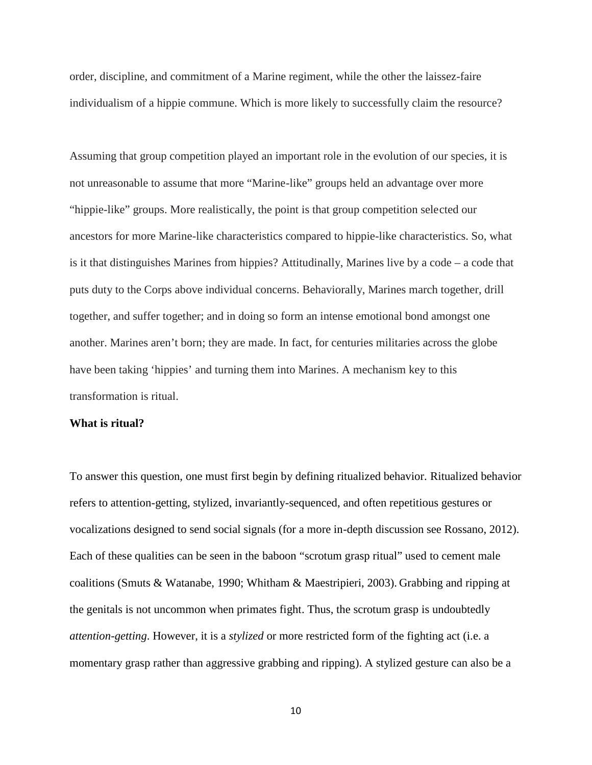order, discipline, and commitment of a Marine regiment, while the other the laissez-faire individualism of a hippie commune. Which is more likely to successfully claim the resource?

Assuming that group competition played an important role in the evolution of our species, it is not unreasonable to assume that more "Marine-like" groups held an advantage over more "hippie-like" groups. More realistically, the point is that group competition selected our ancestors for more Marine-like characteristics compared to hippie-like characteristics. So, what is it that distinguishes Marines from hippies? Attitudinally, Marines live by a code – a code that puts duty to the Corps above individual concerns. Behaviorally, Marines march together, drill together, and suffer together; and in doing so form an intense emotional bond amongst one another. Marines aren't born; they are made. In fact, for centuries militaries across the globe have been taking 'hippies' and turning them into Marines. A mechanism key to this transformation is ritual.

**What is ritual?**

To answer this question, one must first begin by defining ritualized behavior. Ritualized behavior refers to attention-getting, stylized, invariantly-sequenced, and often repetitious gestures or vocalizations designed to send social signals (for a more in-depth discussion see Rossano, 2012). Each of these qualities can be seen in the baboon "scrotum grasp ritual" used to cement male coalitions (Smuts & Watanabe, 1990; Whitham & Maestripieri, 2003). Grabbing and ripping at the genitals is not uncommon when primates fight. Thus, the scrotum grasp is undoubtedly *attention-getting*. However, it is a *stylized* or more restricted form of the fighting act (i.e. a momentary grasp rather than aggressive grabbing and ripping). A stylized gesture can also be a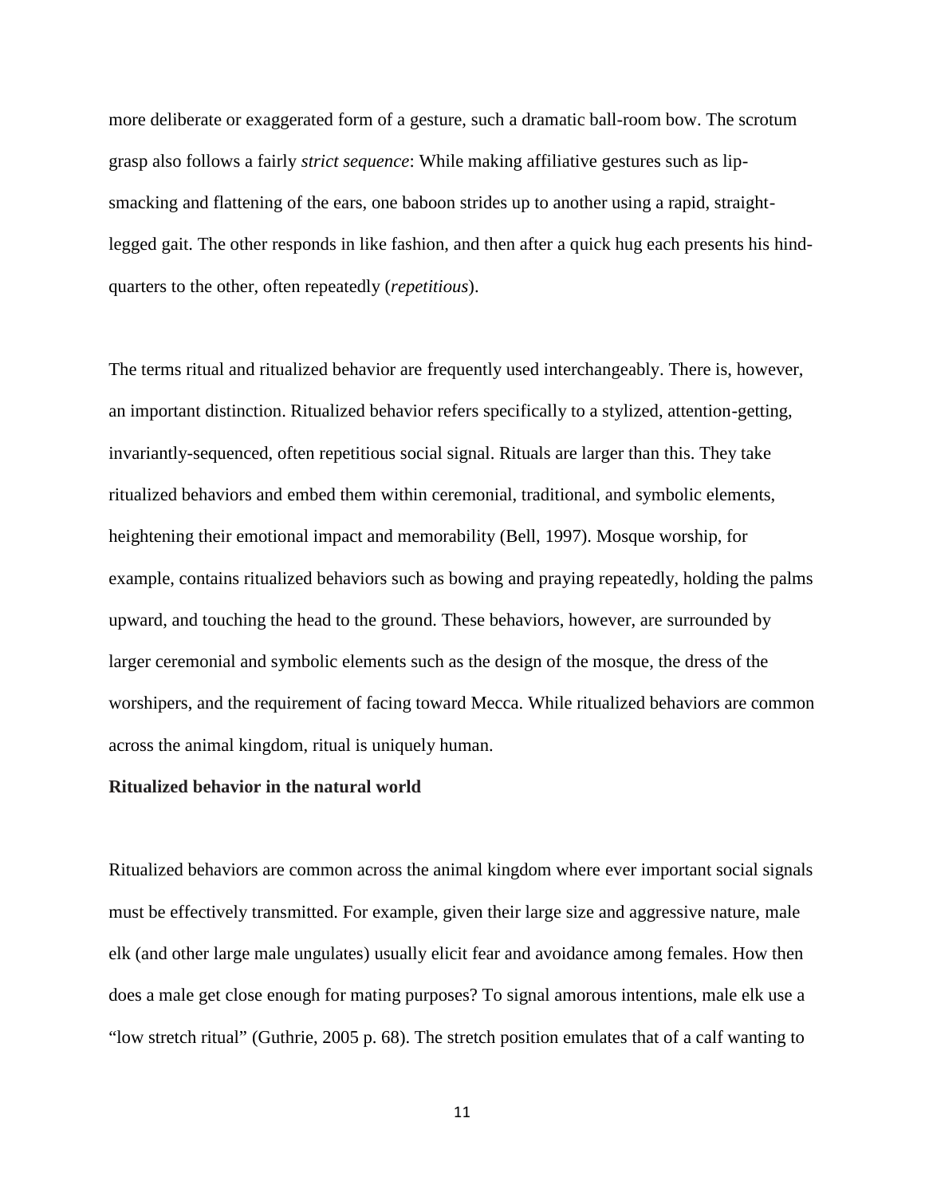more deliberate or exaggerated form of a gesture, such a dramatic ball-room bow. The scrotum grasp also follows a fairly *strict sequence*: While making affiliative gestures such as lip-smacking and flattening of the ears, one baboon strides up to another using a rapid, straight-legged gait. The other responds in like fashion, and then after a quick hug each presents his hind-quarters to the other, often repeatedly (*repetitious*).

The terms ritual and ritualized behavior are frequently used interchangeably. There is, however, an important distinction. Ritualized behavior refers specifically to a stylized, attention-getting, invariantly-sequenced, often repetitious social signal. Rituals are larger than this. They take ritualized behaviors and embed them within ceremonial, traditional, and symbolic elements, heightening their emotional impact and memorability (Bell, 1997). Mosque worship, for example, contains ritualized behaviors such as bowing and praying repeatedly, holding the palms upward, and touching the head to the ground. These behaviors, however, are surrounded by larger ceremonial and symbolic elements such as the design of the mosque, the dress of the worshipers, and the requirement of facing toward Mecca. While ritualized behaviors are common across the animal kingdom, ritual is uniquely human.

**Ritualized behavior in the natural world**

Ritualized behaviors are common across the animal kingdom where ever important social signals must be effectively transmitted. For example, given their large size and aggressive nature, male elk (and other large male ungulates) usually elicit fear and avoidance among females. How then does a male get close enough for mating purposes? To signal amorous intentions, male elk use a "low stretch ritual" (Guthrie, 2005 p. 68). The stretch position emulates that of a calf wanting to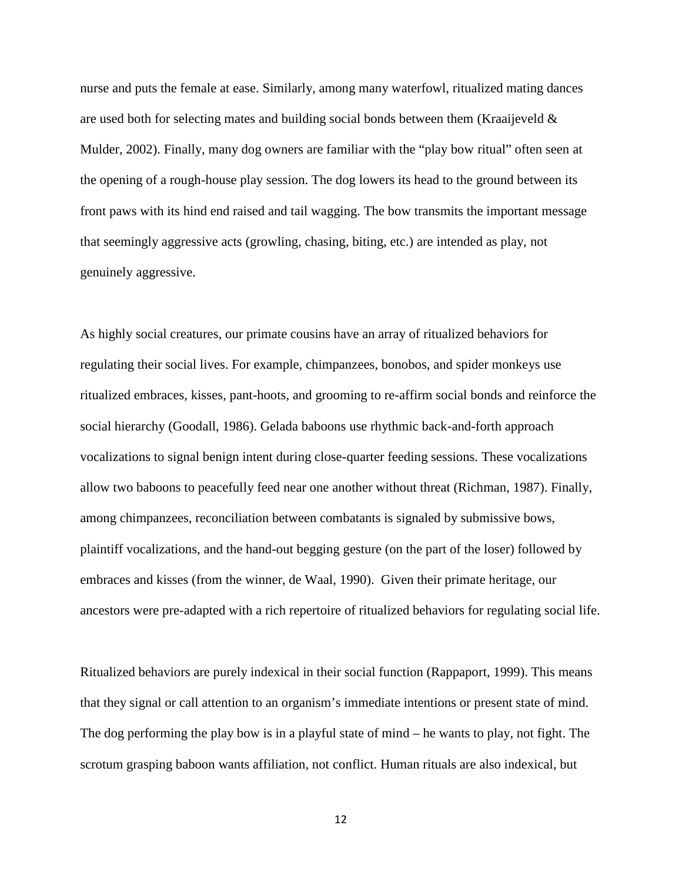nurse and puts the female at ease. Similarly, among many waterfowl, ritualized mating dances are used both for selecting mates and building social bonds between them (Kraaijeveld & Mulder, 2002). Finally, many dog owners are familiar with the "play bow ritual" often seen at the opening of a rough-house play session. The dog lowers its head to the ground between its front paws with its hind end raised and tail wagging. The bow transmits the important message that seemingly aggressive acts (growling, chasing, biting, etc.) are intended as play, not genuinely aggressive.

As highly social creatures, our primate cousins have an array of ritualized behaviors for regulating their social lives. For example, chimpanzees, bonobos, and spider monkeys use ritualized embraces, kisses, pant-hoots, and grooming to re-affirm social bonds and reinforce the social hierarchy (Goodall, 1986). Gelada baboons use rhythmic back-and-forth approach vocalizations to signal benign intent during close-quarter feeding sessions. These vocalizations allow two baboons to peacefully feed near one another without threat (Richman, 1987). Finally, among chimpanzees, reconciliation between combatants is signaled by submissive bows, plaintiff vocalizations, and the hand-out begging gesture (on the part of the loser) followed by embraces and kisses (from the winner, de Waal, 1990). Given their primate heritage, our ancestors were pre-adapted with a rich repertoire of ritualized behaviors for regulating social life.

Ritualized behaviors are purely indexical in their social function (Rappaport, 1999). This means that they signal or call attention to an organism's immediate intentions or present state of mind. The dog performing the play bow is in a playful state of mind – he wants to play, not fight. The scrotum grasping baboon wants affiliation, not conflict. Human rituals are also indexical, but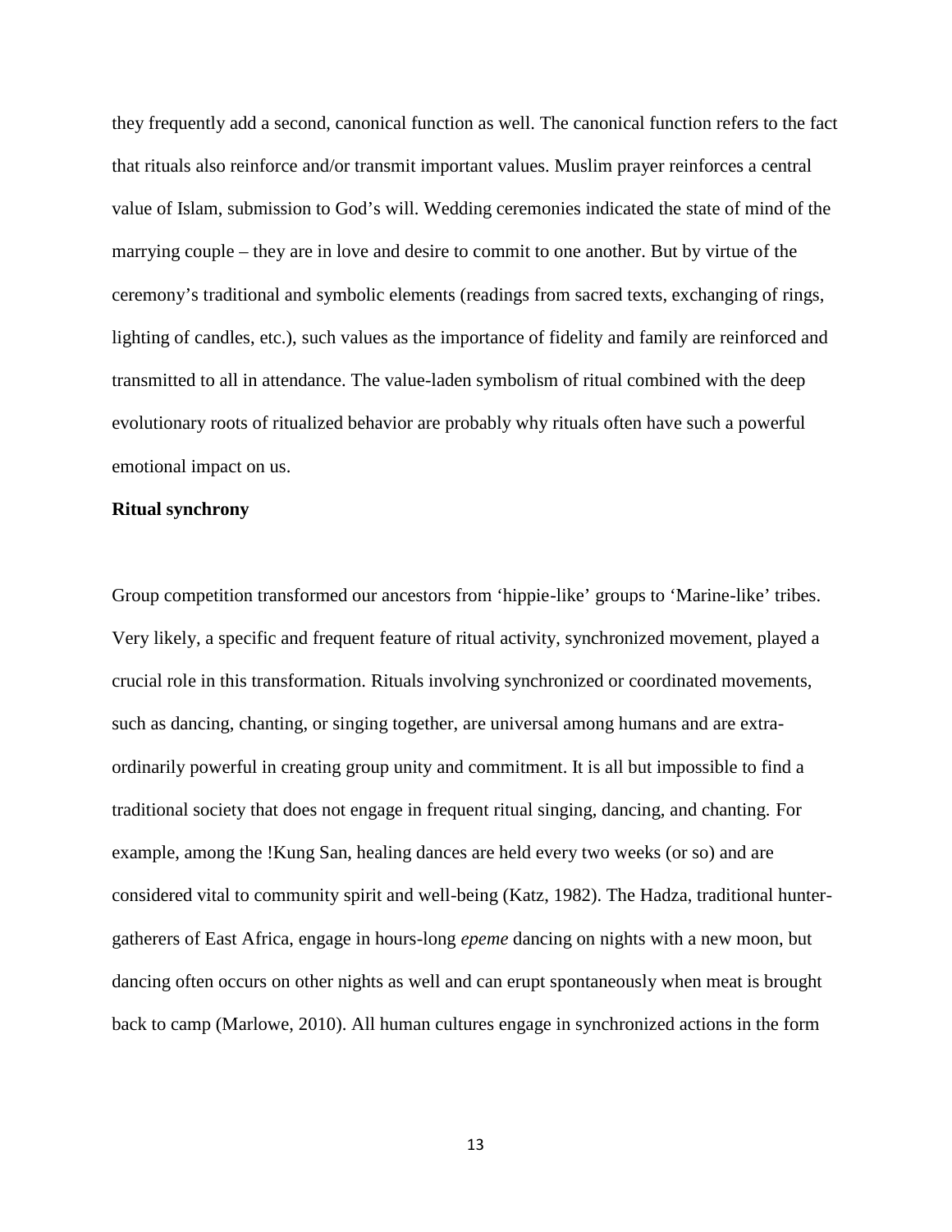they frequently add a second, canonical function as well. The canonical function refers to the fact that rituals also reinforce and/or transmit important values. Muslim prayer reinforces a central value of Islam, submission to God's will. Wedding ceremonies indicated the state of mind of the marrying couple – they are in love and desire to commit to one another. But by virtue of the ceremony's traditional and symbolic elements (readings from sacred texts, exchanging of rings, lighting of candles, etc.), such values as the importance of fidelity and family are reinforced and transmitted to all in attendance. The value-laden symbolism of ritual combined with the deep evolutionary roots of ritualized behavior are probably why rituals often have such a powerful emotional impact on us.

**Ritual synchrony**

Group competition transformed our ancestors from 'hippie-like' groups to 'Marine-like' tribes. Very likely, a specific and frequent feature of ritual activity, synchronized movement, played a crucial role in this transformation. Rituals involving synchronized or coordinated movements, such as dancing, chanting, or singing together, are universal among humans and are extra-ordinarily powerful in creating group unity and commitment. It is all but impossible to find a traditional society that does not engage in frequent ritual singing, dancing, and chanting. For example, among the !Kung San, healing dances are held every two weeks (or so) and are considered vital to community spirit and well-being (Katz, 1982). The Hadza, traditional hunter-gatherers of East Africa, engage in hours-long *epeme* dancing on nights with a new moon, but dancing often occurs on other nights as well and can erupt spontaneously when meat is brought back to camp (Marlowe, 2010). All human cultures engage in synchronized actions in the form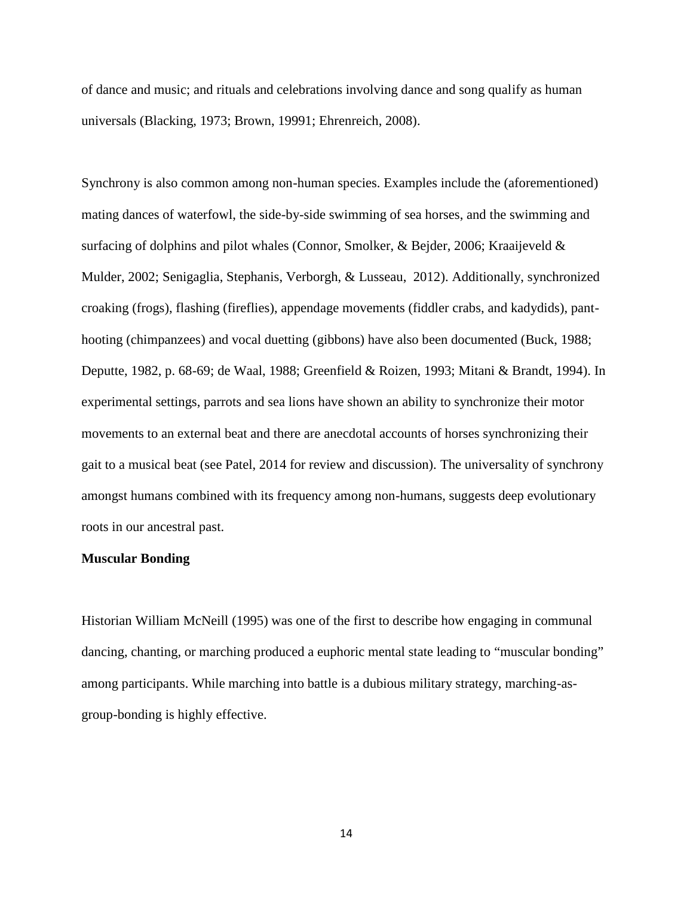of dance and music; and rituals and celebrations involving dance and song qualify as human universals (Blacking, 1973; Brown, 19991; Ehrenreich, 2008).

Synchrony is also common among non-human species. Examples include the (aforementioned) mating dances of waterfowl, the side-by-side swimming of sea horses, and the swimming and surfacing of dolphins and pilot whales (Connor, Smolker, & Bejder, 2006; Kraaijeveld & Mulder, 2002; Senigaglia, Stephanis, Verborgh, & Lusseau, 2012). Additionally, synchronized croaking (frogs), flashing (fireflies), appendage movements (fiddler crabs, and kadydids), pant-hooting (chimpanzees) and vocal duetting (gibbons) have also been documented (Buck, 1988; Deputte, 1982, p. 68-69; de Waal, 1988; Greenfield & Roizen, 1993; Mitani & Brandt, 1994). In experimental settings, parrots and sea lions have shown an ability to synchronize their motor movements to an external beat and there are anecdotal accounts of horses synchronizing their gait to a musical beat (see Patel, 2014 for review and discussion). The universality of synchrony amongst humans combined with its frequency among non-humans, suggests deep evolutionary roots in our ancestral past.

**Muscular Bonding**

Historian William McNeill (1995) was one of the first to describe how engaging in communal dancing, chanting, or marching produced a euphoric mental state leading to "muscular bonding" among participants. While marching into battle is a dubious military strategy, marching-as-group-bonding is highly effective.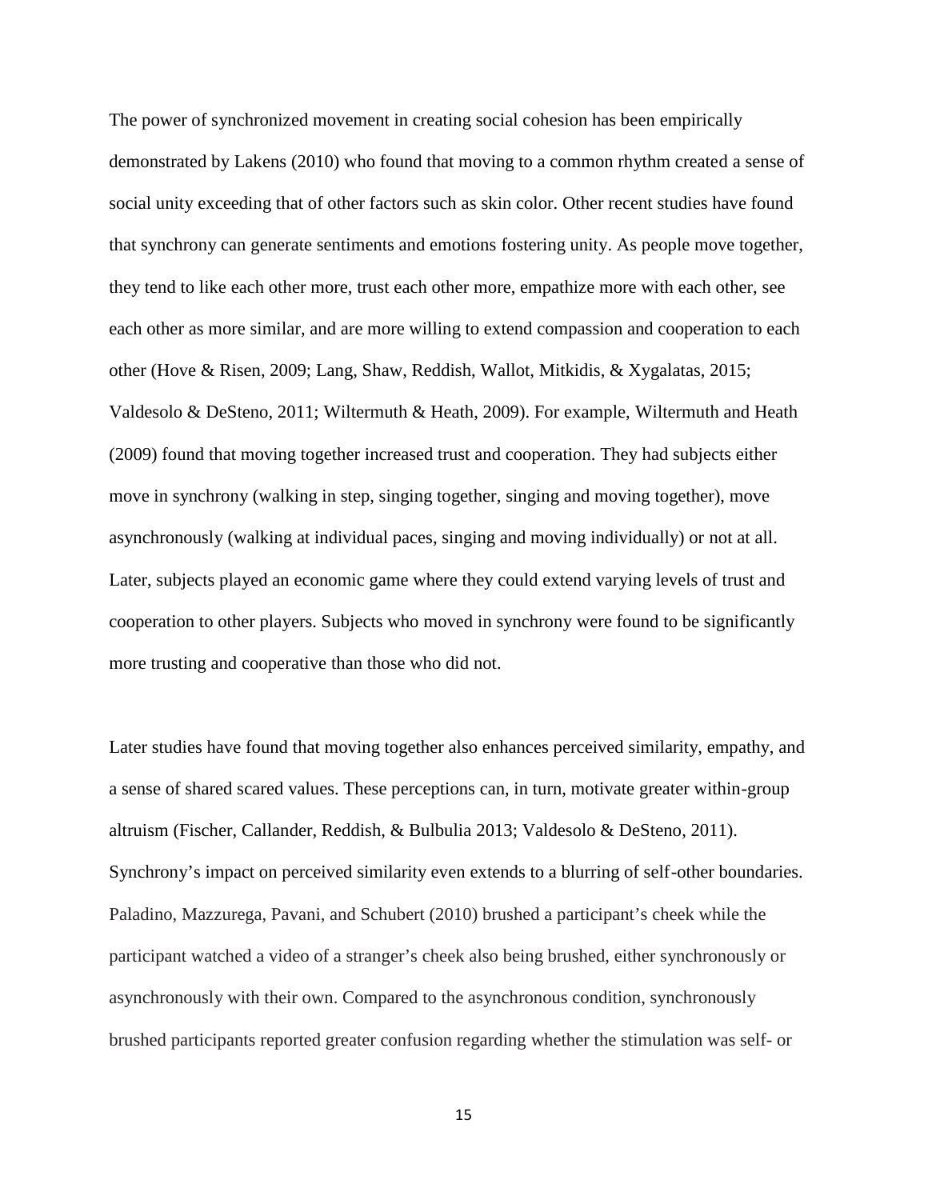The power of synchronized movement in creating social cohesion has been empirically demonstrated by Lakens (2010) who found that moving to a common rhythm created a sense of social unity exceeding that of other factors such as skin color. Other recent studies have found that synchrony can generate sentiments and emotions fostering unity. As people move together, they tend to like each other more, trust each other more, empathize more with each other, see each other as more similar, and are more willing to extend compassion and cooperation to each other (Hove & Risen, 2009; Lang, Shaw, Reddish, Wallot, Mitkidis, & Xygalatas, 2015; Valdesolo & DeSteno, 2011; Wiltermuth & Heath, 2009). For example, Wiltermuth and Heath (2009) found that moving together increased trust and cooperation. They had subjects either move in synchrony (walking in step, singing together, singing and moving together), move asynchronously (walking at individual paces, singing and moving individually) or not at all. Later, subjects played an economic game where they could extend varying levels of trust and cooperation to other players. Subjects who moved in synchrony were found to be significantly more trusting and cooperative than those who did not.

Later studies have found that moving together also enhances perceived similarity, empathy, and a sense of shared scared values. These perceptions can, in turn, motivate greater within-group altruism (Fischer, Callander, Reddish, & Bulbulia 2013; Valdesolo & DeSteno, 2011). Synchrony's impact on perceived similarity even extends to a blurring of self-other boundaries. Paladino, Mazzurega, Pavani, and Schubert (2010) brushed a participant's cheek while the participant watched a video of a stranger's cheek also being brushed, either synchronously or asynchronously with their own. Compared to the asynchronous condition, synchronously brushed participants reported greater confusion regarding whether the stimulation was self- or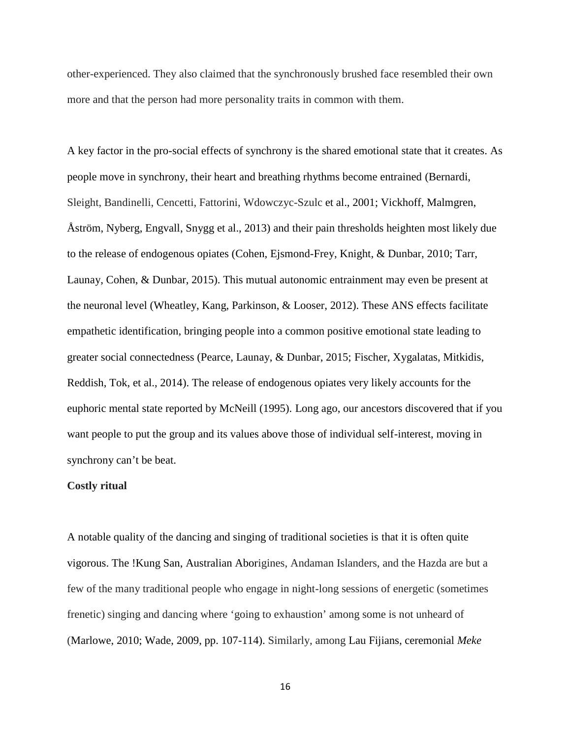other-experienced. They also claimed that the synchronously brushed face resembled their own more and that the person had more personality traits in common with them.

A key factor in the pro-social effects of synchrony is the shared emotional state that it creates. As people move in synchrony, their heart and breathing rhythms become entrained (Bernardi, Sleight, Bandinelli, Cencetti, Fattorini, Wdowczyc-Szulc et al., 2001; Vickhoff, Malmgren, Åström, Nyberg, Engvall, Snygg et al., 2013) and their pain thresholds heighten most likely due to the release of endogenous opiates (Cohen, Ejsmond-Frey, Knight, & Dunbar, 2010; Tarr, Launay, Cohen, & Dunbar, 2015). This mutual autonomic entrainment may even be present at the neuronal level (Wheatley, Kang, Parkinson, & Looser, 2012). These ANS effects facilitate empathetic identification, bringing people into a common positive emotional state leading to greater social connectedness (Pearce, Launay, & Dunbar, 2015; Fischer, Xygalatas, Mitkidis, Reddish, Tok, et al., 2014). The release of endogenous opiates very likely accounts for the euphoric mental state reported by McNeill (1995). Long ago, our ancestors discovered that if you want people to put the group and its values above those of individual self-interest, moving in synchrony can't be beat.

**Costly ritual**

A notable quality of the dancing and singing of traditional societies is that it is often quite vigorous. The !Kung San, Australian Aborigines, Andaman Islanders, and the Hazda are but a few of the many traditional people who engage in night-long sessions of energetic (sometimes frenetic) singing and dancing where 'going to exhaustion' among some is not unheard of (Marlowe, 2010; Wade, 2009, pp. 107-114). Similarly, among Lau Fijians, ceremonial *Meke*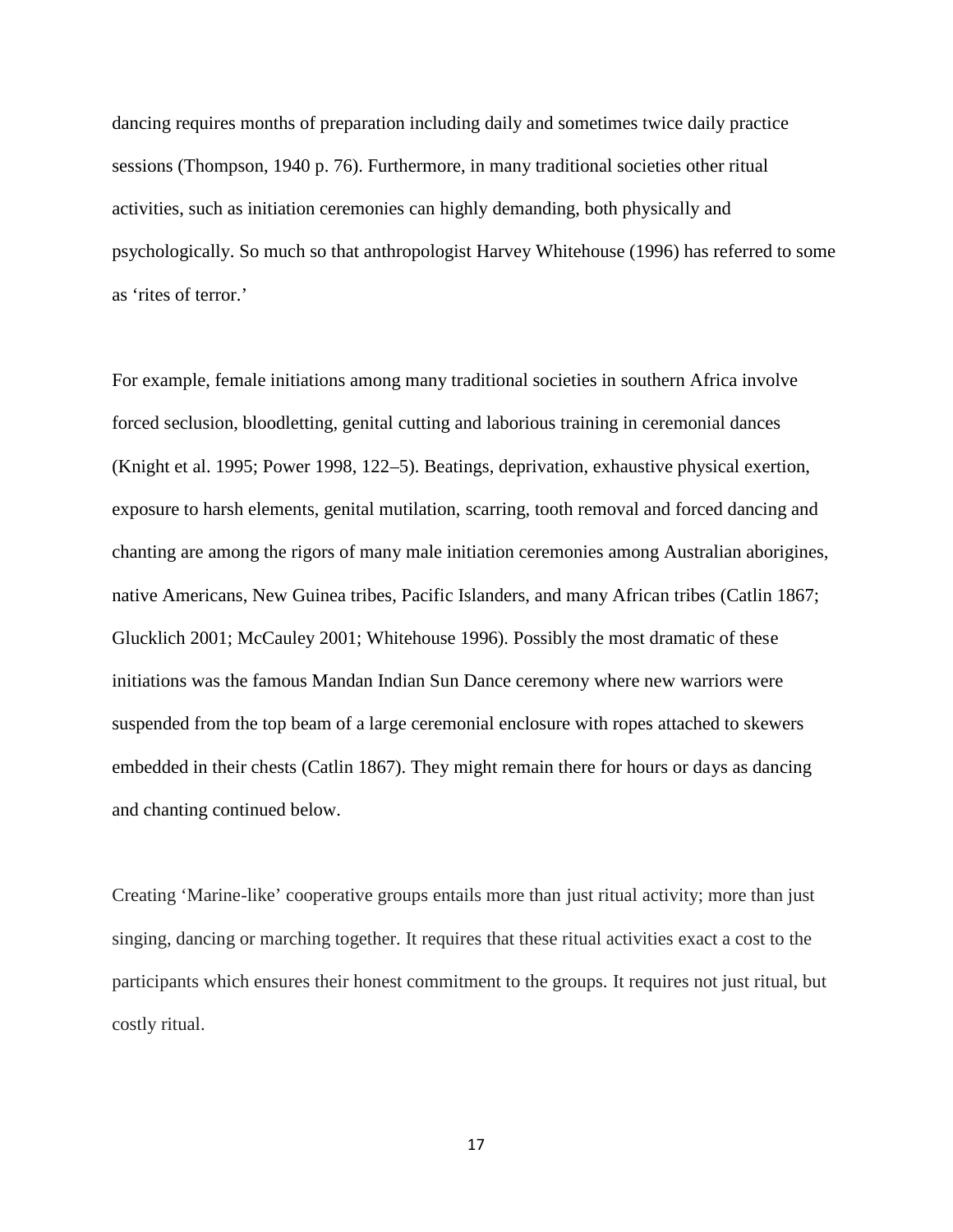dancing requires months of preparation including daily and sometimes twice daily practice sessions (Thompson, 1940 p. 76). Furthermore, in many traditional societies other ritual activities, such as initiation ceremonies can highly demanding, both physically and psychologically. So much so that anthropologist Harvey Whitehouse (1996) has referred to some as 'rites of terror.'

For example, female initiations among many traditional societies in southern Africa involve forced seclusion, bloodletting, genital cutting and laborious training in ceremonial dances (Knight et al. 1995; Power 1998, 122–5). Beatings, deprivation, exhaustive physical exertion, exposure to harsh elements, genital mutilation, scarring, tooth removal and forced dancing and chanting are among the rigors of many male initiation ceremonies among Australian aborigines, native Americans, New Guinea tribes, Pacific Islanders, and many African tribes (Catlin 1867; Glucklich 2001; McCauley 2001; Whitehouse 1996). Possibly the most dramatic of these initiations was the famous Mandan Indian Sun Dance ceremony where new warriors were suspended from the top beam of a large ceremonial enclosure with ropes attached to skewers embedded in their chests (Catlin 1867). They might remain there for hours or days as dancing and chanting continued below.

Creating 'Marine-like' cooperative groups entails more than just ritual activity; more than just singing, dancing or marching together. It requires that these ritual activities exact a cost to the participants which ensures their honest commitment to the groups. It requires not just ritual, but costly ritual.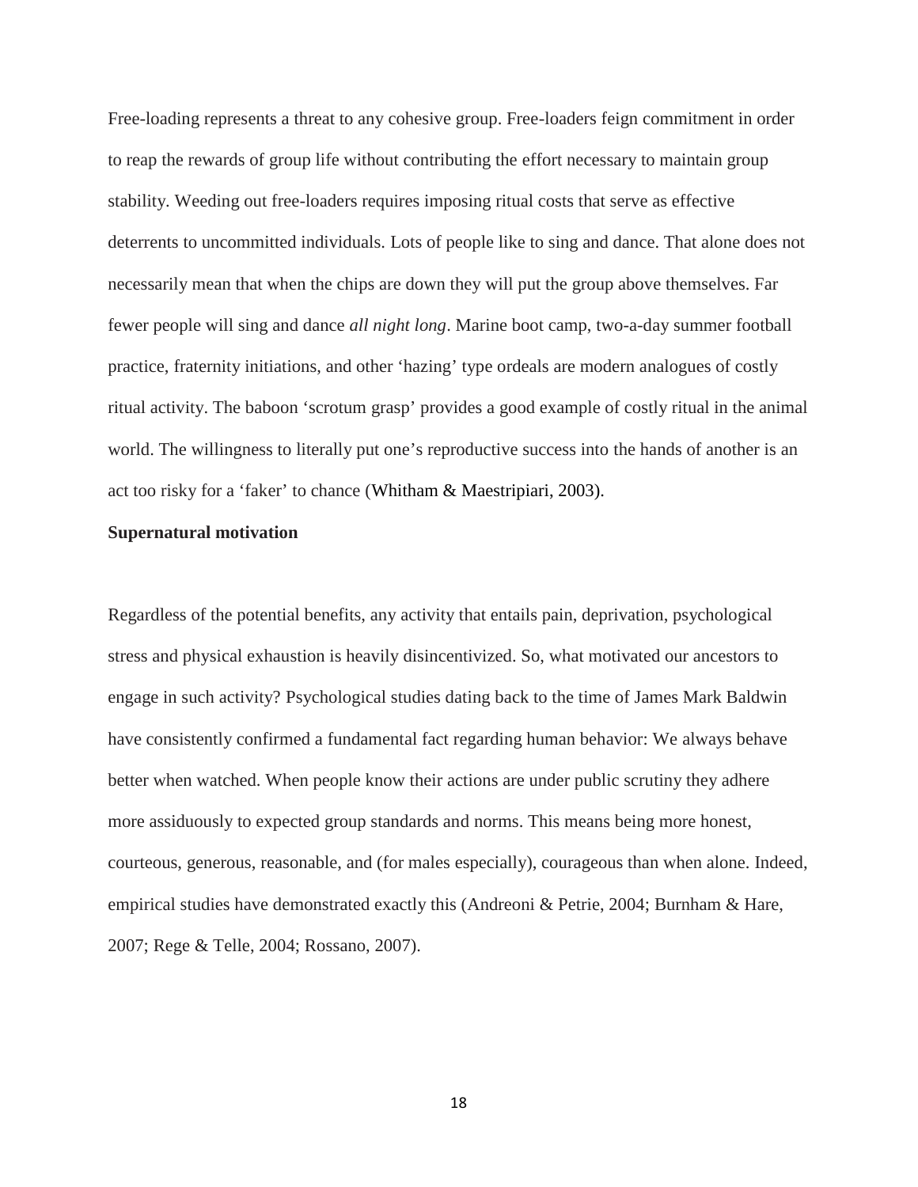Free-loading represents a threat to any cohesive group. Free-loaders feign commitment in order to reap the rewards of group life without contributing the effort necessary to maintain group stability. Weeding out free-loaders requires imposing ritual costs that serve as effective deterrents to uncommitted individuals. Lots of people like to sing and dance. That alone does not necessarily mean that when the chips are down they will put the group above themselves. Far fewer people will sing and dance *all night long*. Marine boot camp, two-a-day summer football practice, fraternity initiations, and other 'hazing' type ordeals are modern analogues of costly ritual activity. The baboon 'scrotum grasp' provides a good example of costly ritual in the animal world. The willingness to literally put one's reproductive success into the hands of another is an act too risky for a 'faker' to chance (Whitham & Maestripiari, 2003).

**Supernatural motivation**

Regardless of the potential benefits, any activity that entails pain, deprivation, psychological stress and physical exhaustion is heavily disincentivized. So, what motivated our ancestors to engage in such activity? Psychological studies dating back to the time of James Mark Baldwin have consistently confirmed a fundamental fact regarding human behavior: We always behave better when watched. When people know their actions are under public scrutiny they adhere more assiduously to expected group standards and norms. This means being more honest, courteous, generous, reasonable, and (for males especially), courageous than when alone. Indeed, empirical studies have demonstrated exactly this (Andreoni & Petrie, 2004; Burnham & Hare, 2007; Rege & Telle, 2004; Rossano, 2007).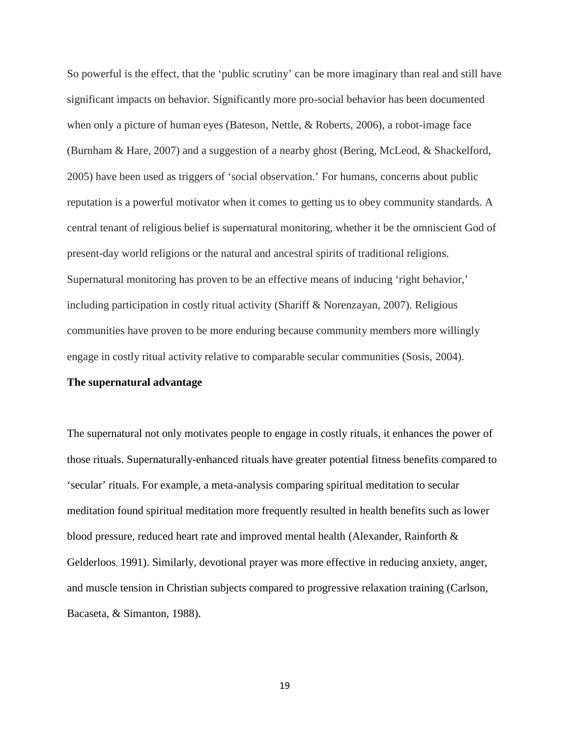So powerful is the effect, that the 'public scrutiny' can be more imaginary than real and still have significant impacts on behavior. Significantly more pro-social behavior has been documented when only a picture of human eyes (Bateson, Nettle, & Roberts, 2006), a robot-image face (Burnham & Hare, 2007) and a suggestion of a nearby ghost (Bering, McLeod, & Shackelford, 2005) have been used as triggers of 'social observation.' For humans, concerns about public reputation is a powerful motivator when it comes to getting us to obey community standards. A central tenant of religious belief is supernatural monitoring, whether it be the omniscient God of present-day world religions or the natural and ancestral spirits of traditional religions. Supernatural monitoring has proven to be an effective means of inducing 'right behavior,' including participation in costly ritual activity (Shariff & Norenzayan, 2007). Religious communities have proven to be more enduring because community members more willingly engage in costly ritual activity relative to comparable secular communities (Sosis, 2004).

**The supernatural advantage**

The supernatural not only motivates people to engage in costly rituals, it enhances the power of those rituals. Supernaturally-enhanced rituals have greater potential fitness benefits compared to 'secular' rituals. For example, a meta-analysis comparing spiritual meditation to secular meditation found spiritual meditation more frequently resulted in health benefits such as lower blood pressure, reduced heart rate and improved mental health (Alexander, Rainforth & Gelderloos, 1991). Similarly, devotional prayer was more effective in reducing anxiety, anger, and muscle tension in Christian subjects compared to progressive relaxation training (Carlson, Bacaseta, & Simanton, 1988).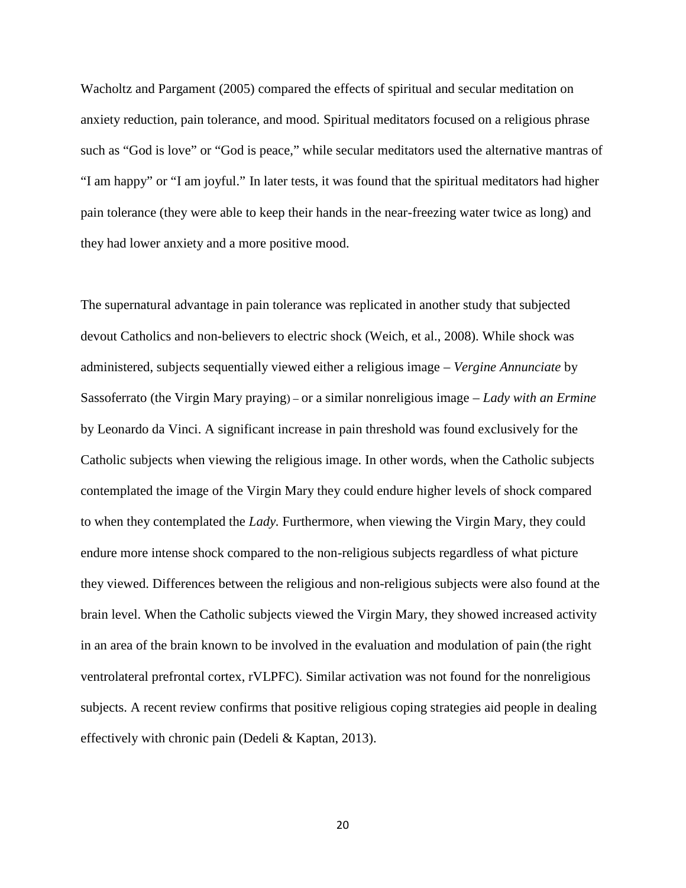Wacholtz and Pargament (2005) compared the effects of spiritual and secular meditation on anxiety reduction, pain tolerance, and mood. Spiritual meditators focused on a religious phrase such as "God is love" or "God is peace," while secular meditators used the alternative mantras of "I am happy" or "I am joyful." In later tests, it was found that the spiritual meditators had higher pain tolerance (they were able to keep their hands in the near-freezing water twice as long) and they had lower anxiety and a more positive mood.

The supernatural advantage in pain tolerance was replicated in another study that subjected devout Catholics and non-believers to electric shock (Weich, et al., 2008). While shock was administered, subjects sequentially viewed either a religious image – *Vergine Annunciate* by Sassoferrato (the Virgin Mary praying) – or a similar nonreligious image – *Lady with an Ermine* by Leonardo da Vinci. A significant increase in pain threshold was found exclusively for the Catholic subjects when viewing the religious image. In other words, when the Catholic subjects contemplated the image of the Virgin Mary they could endure higher levels of shock compared to when they contemplated the *Lady.* Furthermore, when viewing the Virgin Mary, they could endure more intense shock compared to the non-religious subjects regardless of what picture they viewed. Differences between the religious and non-religious subjects were also found at the brain level. When the Catholic subjects viewed the Virgin Mary, they showed increased activity in an area of the brain known to be involved in the evaluation and modulation of pain (the right ventrolateral prefrontal cortex, rVLPFC). Similar activation was not found for the nonreligious subjects. A recent review confirms that positive religious coping strategies aid people in dealing effectively with chronic pain (Dedeli & Kaptan, 2013).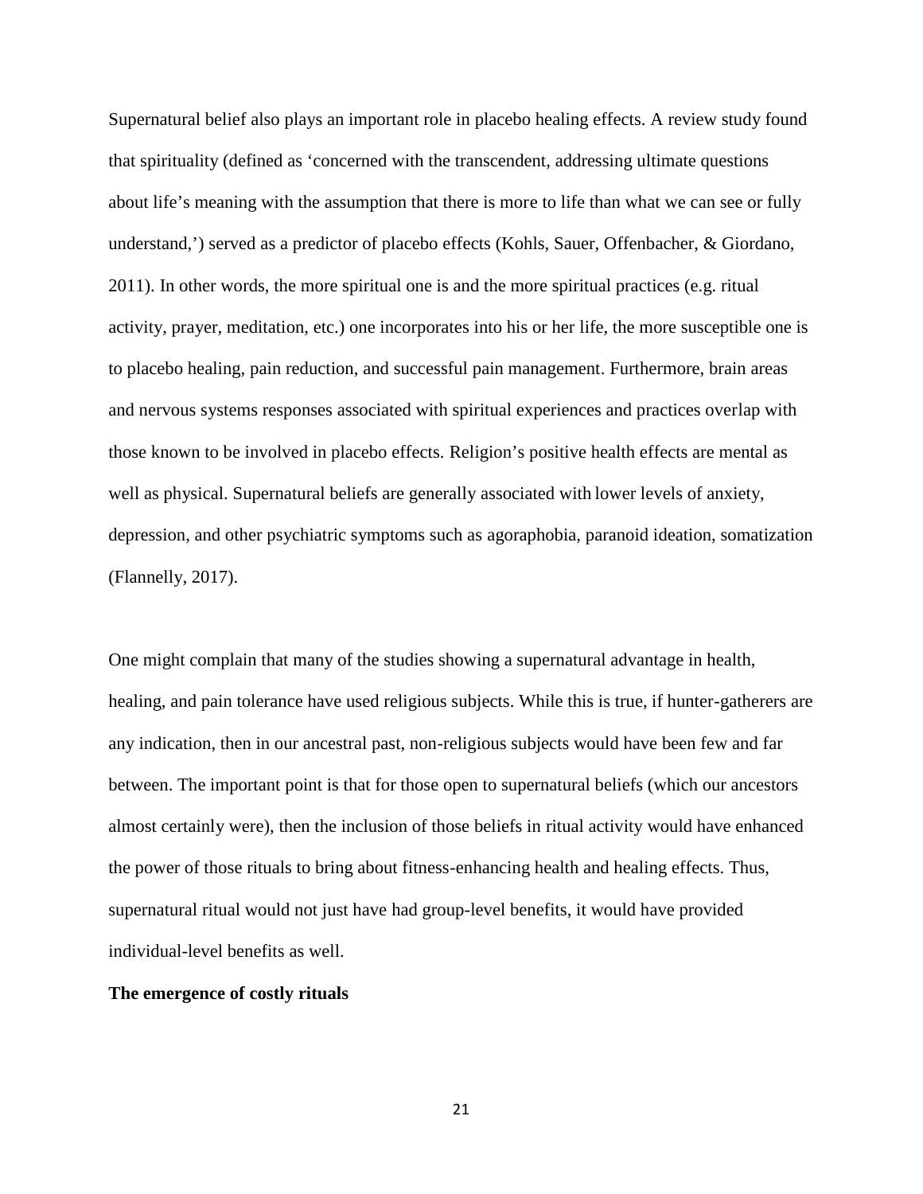Supernatural belief also plays an important role in placebo healing effects. A review study found that spirituality (defined as 'concerned with the transcendent, addressing ultimate questions about life's meaning with the assumption that there is more to life than what we can see or fully understand,') served as a predictor of placebo effects (Kohls, Sauer, Offenbacher, & Giordano, 2011). In other words, the more spiritual one is and the more spiritual practices (e.g. ritual activity, prayer, meditation, etc.) one incorporates into his or her life, the more susceptible one is to placebo healing, pain reduction, and successful pain management. Furthermore, brain areas and nervous systems responses associated with spiritual experiences and practices overlap with those known to be involved in placebo effects. Religion's positive health effects are mental as well as physical. Supernatural beliefs are generally associated with lower levels of anxiety, depression, and other psychiatric symptoms such as agoraphobia, paranoid ideation, somatization (Flannelly, 2017).

One might complain that many of the studies showing a supernatural advantage in health, healing, and pain tolerance have used religious subjects. While this is true, if hunter-gatherers are any indication, then in our ancestral past, non-religious subjects would have been few and far between. The important point is that for those open to supernatural beliefs (which our ancestors almost certainly were), then the inclusion of those beliefs in ritual activity would have enhanced the power of those rituals to bring about fitness-enhancing health and healing effects. Thus, supernatural ritual would not just have had group-level benefits, it would have provided individual-level benefits as well.

**The emergence of costly rituals**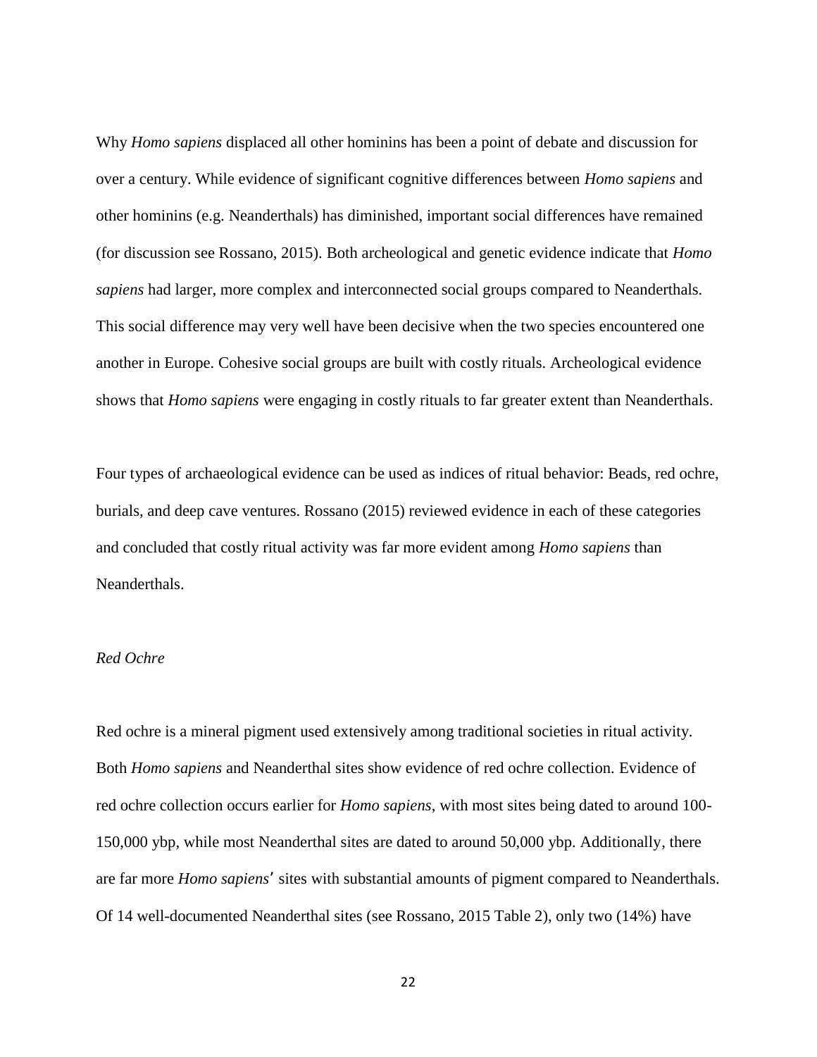Why *Homo sapiens* displaced all other hominins has been a point of debate and discussion for over a century. While evidence of significant cognitive differences between *Homo sapiens* and other hominins (e.g. Neanderthals) has diminished, important social differences have remained (for discussion see Rossano, 2015). Both archeological and genetic evidence indicate that *Homo sapiens* had larger, more complex and interconnected social groups compared to Neanderthals. This social difference may very well have been decisive when the two species encountered one another in Europe. Cohesive social groups are built with costly rituals. Archeological evidence shows that *Homo sapiens* were engaging in costly rituals to far greater extent than Neanderthals.

Four types of archaeological evidence can be used as indices of ritual behavior: Beads, red ochre, burials, and deep cave ventures. Rossano (2015) reviewed evidence in each of these categories and concluded that costly ritual activity was far more evident among *Homo sapiens* than Neanderthals.

*Red Ochre*

Red ochre is a mineral pigment used extensively among traditional societies in ritual activity. Both *Homo sapiens* and Neanderthal sites show evidence of red ochre collection. Evidence of red ochre collection occurs earlier for *Homo sapiens*, with most sites being dated to around 100-150,000 ybp, while most Neanderthal sites are dated to around 50,000 ybp. Additionally, there are far more *Homo sapiens*' sites with substantial amounts of pigment compared to Neanderthals. Of 14 well-documented Neanderthal sites (see Rossano, 2015 Table 2), only two (14%) have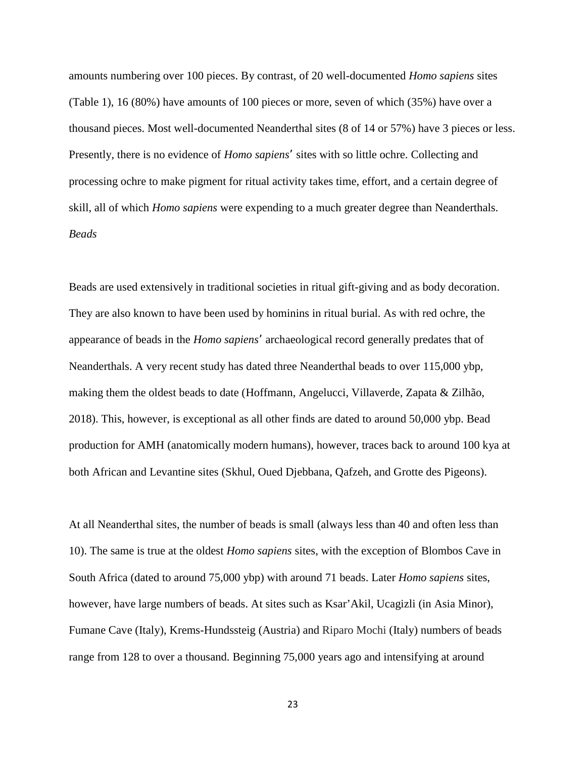amounts numbering over 100 pieces. By contrast, of 20 well-documented *Homo sapiens* sites (Table 1), 16 (80%) have amounts of 100 pieces or more, seven of which (35%) have over a thousand pieces. Most well-documented Neanderthal sites (8 of 14 or 57%) have 3 pieces or less. Presently, there is no evidence of *Homo sapiens*′ sites with so little ochre. Collecting and processing ochre to make pigment for ritual activity takes time, effort, and a certain degree of skill, all of which *Homo sapiens* were expending to a much greater degree than Neanderthals.

*Beads*

Beads are used extensively in traditional societies in ritual gift-giving and as body decoration. They are also known to have been used by hominins in ritual burial. As with red ochre, the appearance of beads in the *Homo sapiens*′ archaeological record generally predates that of Neanderthals. A very recent study has dated three Neanderthal beads to over 115,000 ybp, making them the oldest beads to date (Hoffmann, Angelucci, Villaverde, Zapata & Zilhão, 2018). This, however, is exceptional as all other finds are dated to around 50,000 ybp. Bead production for AMH (anatomically modern humans), however, traces back to around 100 kya at both African and Levantine sites (Skhul, Oued Djebbana, Qafzeh, and Grotte des Pigeons).

At all Neanderthal sites, the number of beads is small (always less than 40 and often less than 10). The same is true at the oldest *Homo sapiens* sites, with the exception of Blombos Cave in South Africa (dated to around 75,000 ybp) with around 71 beads. Later *Homo sapiens* sites, however, have large numbers of beads. At sites such as Ksar'Akil, Ucagizli (in Asia Minor), Fumane Cave (Italy), Krems-Hundssteig (Austria) and Riparo Mochi (Italy) numbers of beads range from 128 to over a thousand. Beginning 75,000 years ago and intensifying at around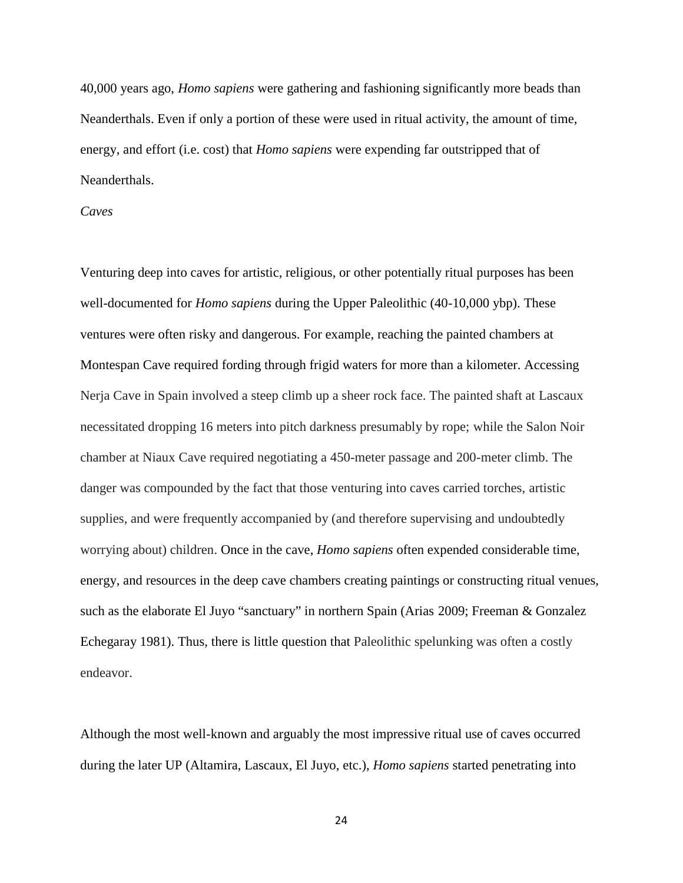40,000 years ago, *Homo sapiens* were gathering and fashioning significantly more beads than Neanderthals. Even if only a portion of these were used in ritual activity, the amount of time, energy, and effort (i.e. cost) that *Homo sapiens* were expending far outstripped that of Neanderthals.

*Caves*

Venturing deep into caves for artistic, religious, or other potentially ritual purposes has been well-documented for *Homo sapiens* during the Upper Paleolithic (40-10,000 ybp). These ventures were often risky and dangerous. For example, reaching the painted chambers at Montespan Cave required fording through frigid waters for more than a kilometer. Accessing Nerja Cave in Spain involved a steep climb up a sheer rock face. The painted shaft at Lascaux necessitated dropping 16 meters into pitch darkness presumably by rope; while the Salon Noir chamber at Niaux Cave required negotiating a 450-meter passage and 200-meter climb. The danger was compounded by the fact that those venturing into caves carried torches, artistic supplies, and were frequently accompanied by (and therefore supervising and undoubtedly worrying about) children. Once in the cave, *Homo sapiens* often expended considerable time, energy, and resources in the deep cave chambers creating paintings or constructing ritual venues, such as the elaborate El Juyo "sanctuary" in northern Spain (Arias 2009; Freeman & Gonzalez Echegaray 1981). Thus, there is little question that Paleolithic spelunking was often a costly endeavor.

Although the most well-known and arguably the most impressive ritual use of caves occurred during the later UP (Altamira, Lascaux, El Juyo, etc.), *Homo sapiens* started penetrating into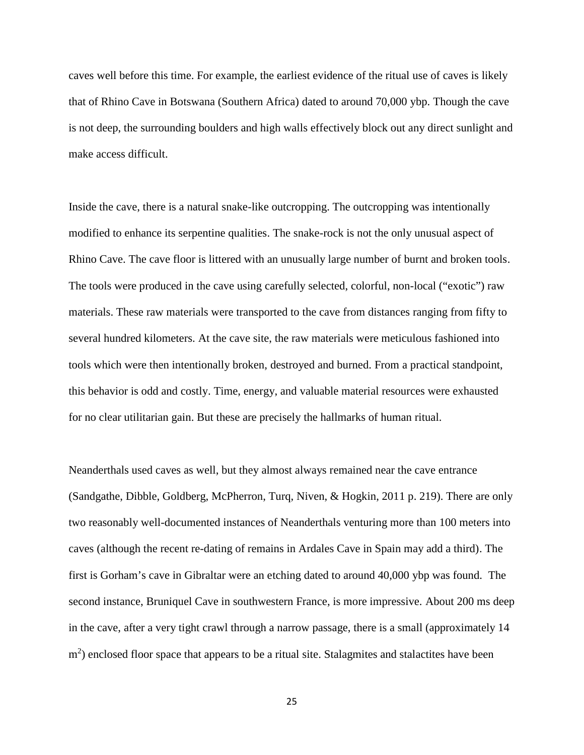caves well before this time. For example, the earliest evidence of the ritual use of caves is likely that of Rhino Cave in Botswana (Southern Africa) dated to around 70,000 ybp. Though the cave is not deep, the surrounding boulders and high walls effectively block out any direct sunlight and make access difficult.

Inside the cave, there is a natural snake-like outcropping. The outcropping was intentionally modified to enhance its serpentine qualities. The snake-rock is not the only unusual aspect of Rhino Cave. The cave floor is littered with an unusually large number of burnt and broken tools. The tools were produced in the cave using carefully selected, colorful, non-local ("exotic") raw materials. These raw materials were transported to the cave from distances ranging from fifty to several hundred kilometers. At the cave site, the raw materials were meticulous fashioned into tools which were then intentionally broken, destroyed and burned. From a practical standpoint, this behavior is odd and costly. Time, energy, and valuable material resources were exhausted for no clear utilitarian gain. But these are precisely the hallmarks of human ritual.

Neanderthals used caves as well, but they almost always remained near the cave entrance (Sandgathe, Dibble, Goldberg, McPherron, Turq, Niven, & Hogkin, 2011 p. 219). There are only two reasonably well-documented instances of Neanderthals venturing more than 100 meters into caves (although the recent re-dating of remains in Ardales Cave in Spain may add a third). The first is Gorham's cave in Gibraltar were an etching dated to around 40,000 ybp was found. The second instance, Bruniquel Cave in southwestern France, is more impressive. About 200 ms deep in the cave, after a very tight crawl through a narrow passage, there is a small (approximately 14 $m^2$) enclosed floor space that appears to be a ritual site. Stalagmites and stalactites have been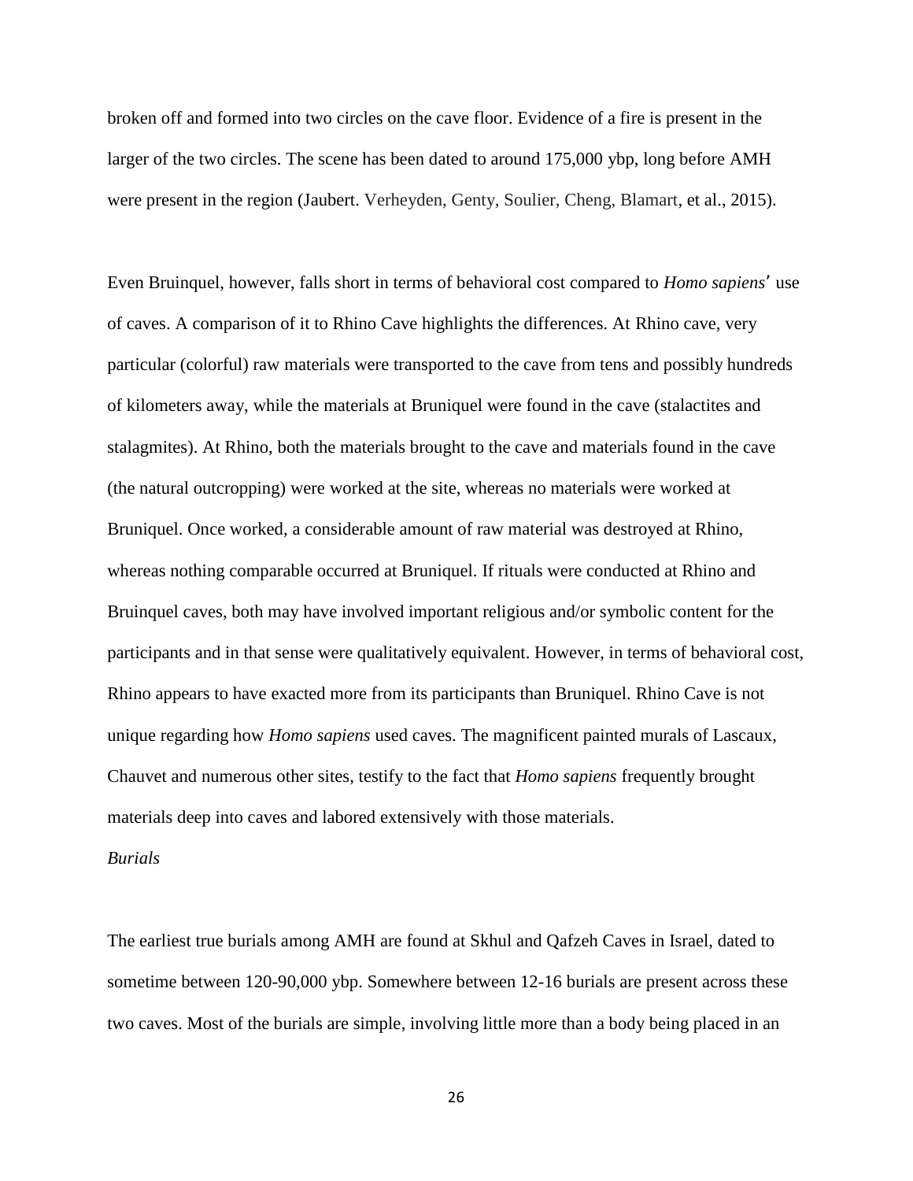broken off and formed into two circles on the cave floor. Evidence of a fire is present in the larger of the two circles. The scene has been dated to around 175,000 ybp, long before AMH were present in the region (Jaubert. Verheyden, Genty, Soulier, Cheng, Blamart, et al., 2015).

Even Bruinquel, however, falls short in terms of behavioral cost compared to *Homo sapiens*ʹ use of caves. A comparison of it to Rhino Cave highlights the differences. At Rhino cave, very particular (colorful) raw materials were transported to the cave from tens and possibly hundreds of kilometers away, while the materials at Bruniquel were found in the cave (stalactites and stalagmites). At Rhino, both the materials brought to the cave and materials found in the cave (the natural outcropping) were worked at the site, whereas no materials were worked at Bruniquel. Once worked, a considerable amount of raw material was destroyed at Rhino, whereas nothing comparable occurred at Bruniquel. If rituals were conducted at Rhino and Bruinquel caves, both may have involved important religious and/or symbolic content for the participants and in that sense were qualitatively equivalent. However, in terms of behavioral cost, Rhino appears to have exacted more from its participants than Bruniquel. Rhino Cave is not unique regarding how *Homo sapiens* used caves. The magnificent painted murals of Lascaux, Chauvet and numerous other sites, testify to the fact that *Homo sapiens* frequently brought materials deep into caves and labored extensively with those materials.

*Burials*

The earliest true burials among AMH are found at Skhul and Qafzeh Caves in Israel, dated to sometime between 120-90,000 ybp. Somewhere between 12-16 burials are present across these two caves. Most of the burials are simple, involving little more than a body being placed in an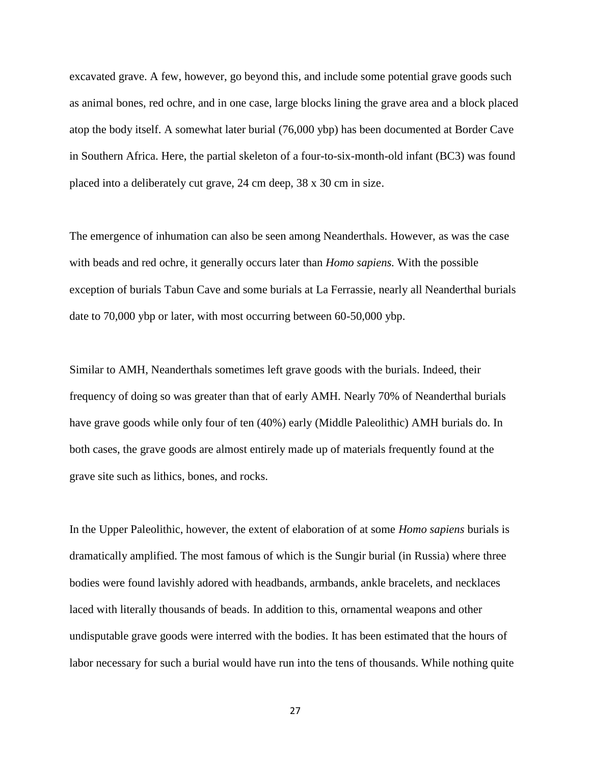excavated grave. A few, however, go beyond this, and include some potential grave goods such as animal bones, red ochre, and in one case, large blocks lining the grave area and a block placed atop the body itself. A somewhat later burial (76,000 ybp) has been documented at Border Cave in Southern Africa. Here, the partial skeleton of a four-to-six-month-old infant (BC3) was found placed into a deliberately cut grave, 24 cm deep, 38 x 30 cm in size.

The emergence of inhumation can also be seen among Neanderthals. However, as was the case with beads and red ochre, it generally occurs later than *Homo sapiens.* With the possible exception of burials Tabun Cave and some burials at La Ferrassie, nearly all Neanderthal burials date to 70,000 ybp or later, with most occurring between 60-50,000 ybp.

Similar to AMH, Neanderthals sometimes left grave goods with the burials. Indeed, their frequency of doing so was greater than that of early AMH. Nearly 70% of Neanderthal burials have grave goods while only four of ten (40%) early (Middle Paleolithic) AMH burials do. In both cases, the grave goods are almost entirely made up of materials frequently found at the grave site such as lithics, bones, and rocks.

In the Upper Paleolithic, however, the extent of elaboration of at some *Homo sapiens* burials is dramatically amplified. The most famous of which is the Sungir burial (in Russia) where three bodies were found lavishly adored with headbands, armbands, ankle bracelets, and necklaces laced with literally thousands of beads. In addition to this, ornamental weapons and other undisputable grave goods were interred with the bodies. It has been estimated that the hours of labor necessary for such a burial would have run into the tens of thousands. While nothing quite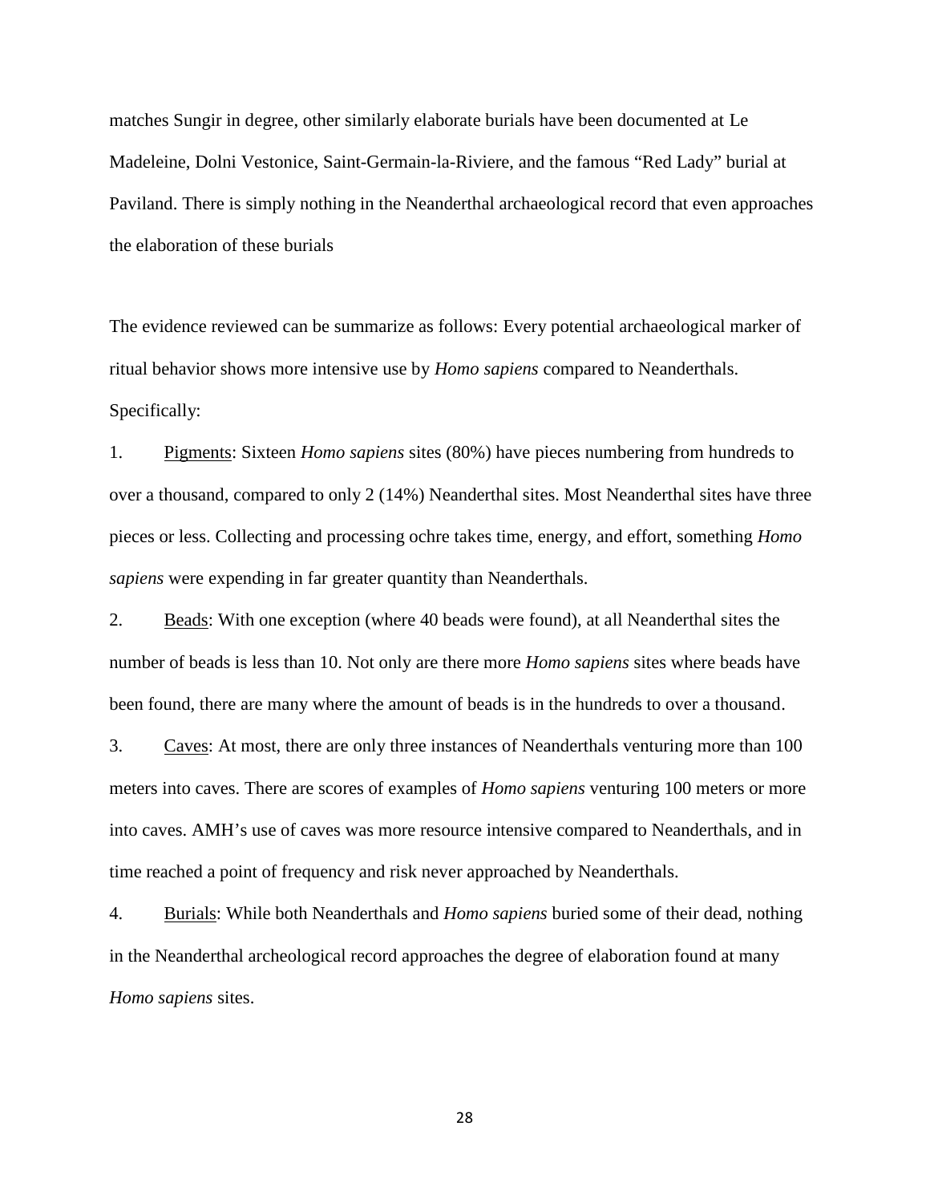matches Sungir in degree, other similarly elaborate burials have been documented at Le Madeleine, Dolni Vestonice, Saint-Germain-la-Riviere, and the famous "Red Lady" burial at Paviland. There is simply nothing in the Neanderthal archaeological record that even approaches the elaboration of these burials

The evidence reviewed can be summarize as follows: Every potential archaeological marker of ritual behavior shows more intensive use by *Homo sapiens* compared to Neanderthals. Specifically:

1. <u>Pigments</u>: Sixteen *Homo sapiens* sites (80%) have pieces numbering from hundreds to over a thousand, compared to only 2 (14%) Neanderthal sites. Most Neanderthal sites have three pieces or less. Collecting and processing ochre takes time, energy, and effort, something *Homo sapiens* were expending in far greater quantity than Neanderthals.

2. <u>Beads</u>: With one exception (where 40 beads were found), at all Neanderthal sites the number of beads is less than 10. Not only are there more *Homo sapiens* sites where beads have been found, there are many where the amount of beads is in the hundreds to over a thousand.

3. <u>Caves</u>: At most, there are only three instances of Neanderthals venturing more than 100 meters into caves. There are scores of examples of *Homo sapiens* venturing 100 meters or more into caves. AMH's use of caves was more resource intensive compared to Neanderthals, and in time reached a point of frequency and risk never approached by Neanderthals.

4. <u>Burials</u>: While both Neanderthals and *Homo sapiens* buried some of their dead, nothing in the Neanderthal archeological record approaches the degree of elaboration found at many *Homo sapiens* sites.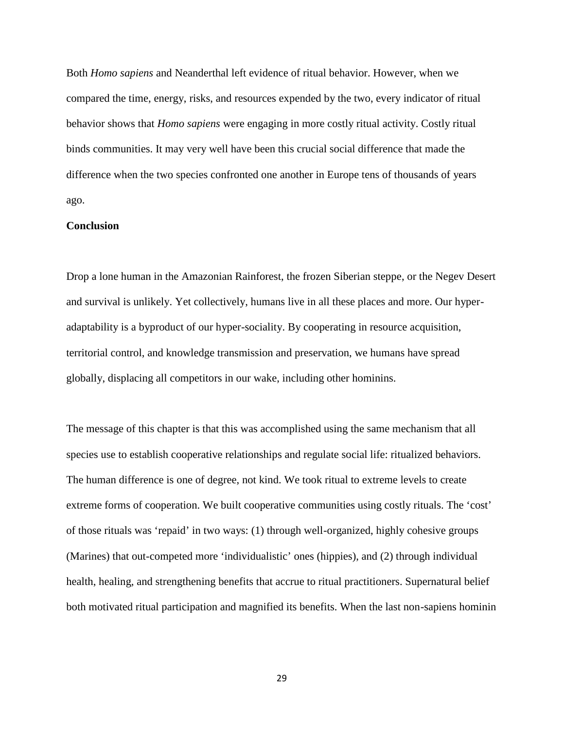Both *Homo sapiens* and Neanderthal left evidence of ritual behavior. However, when we compared the time, energy, risks, and resources expended by the two, every indicator of ritual behavior shows that *Homo sapiens* were engaging in more costly ritual activity. Costly ritual binds communities. It may very well have been this crucial social difference that made the difference when the two species confronted one another in Europe tens of thousands of years ago.

**Conclusion**

Drop a lone human in the Amazonian Rainforest, the frozen Siberian steppe, or the Negev Desert and survival is unlikely. Yet collectively, humans live in all these places and more. Our hyper-adaptability is a byproduct of our hyper-sociality. By cooperating in resource acquisition, territorial control, and knowledge transmission and preservation, we humans have spread globally, displacing all competitors in our wake, including other hominins.

The message of this chapter is that this was accomplished using the same mechanism that all species use to establish cooperative relationships and regulate social life: ritualized behaviors. The human difference is one of degree, not kind. We took ritual to extreme levels to create extreme forms of cooperation. We built cooperative communities using costly rituals. The 'cost' of those rituals was 'repaid' in two ways: (1) through well-organized, highly cohesive groups (Marines) that out-competed more 'individualistic' ones (hippies), and (2) through individual health, healing, and strengthening benefits that accrue to ritual practitioners. Supernatural belief both motivated ritual participation and magnified its benefits. When the last non-sapiens hominin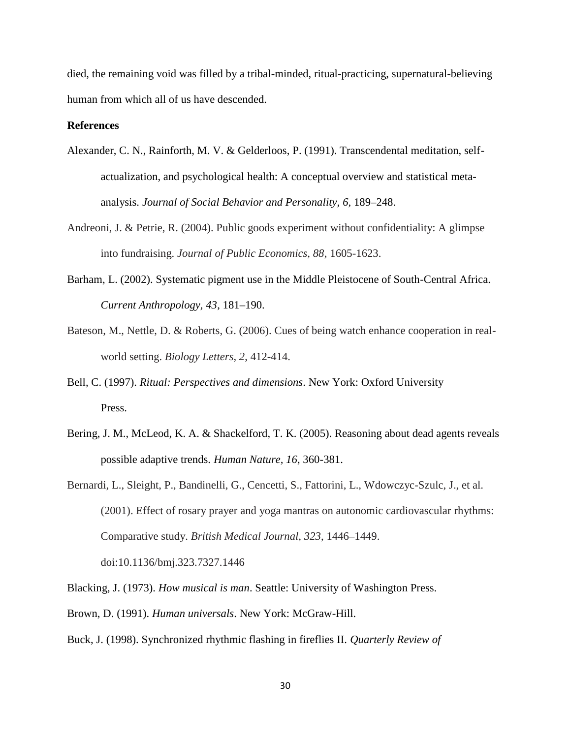died, the remaining void was filled by a tribal-minded, ritual-practicing, supernatural-believing human from which all of us have descended.

**References**

Alexander, C. N., Rainforth, M. V. & Gelderloos, P. (1991). Transcendental meditation, self-actualization, and psychological health: A conceptual overview and statistical meta-analysis. *Journal of Social Behavior and Personality, 6*, 189–248.

Andreoni, J. & Petrie, R. (2004). Public goods experiment without confidentiality: A glimpse into fundraising. *Journal of Public Economics, 88*, 1605-1623.

Barham, L. (2002). Systematic pigment use in the Middle Pleistocene of South-Central Africa. *Current Anthropology, 43*, 181–190.

Bateson, M., Nettle, D. & Roberts, G. (2006). Cues of being watch enhance cooperation in real-world setting. *Biology Letters, 2*, 412-414.

Bell, C. (1997). *Ritual: Perspectives and dimensions*. New York: Oxford University Press.

Bering, J. M., McLeod, K. A. & Shackelford, T. K. (2005). Reasoning about dead agents reveals possible adaptive trends. *Human Nature, 16*, 360-381.

Bernardi, L., Sleight, P., Bandinelli, G., Cencetti, S., Fattorini, L., Wdowczyc-Szulc, J., et al. (2001). Effect of rosary prayer and yoga mantras on autonomic cardiovascular rhythms: Comparative study. *British Medical Journal, 323*, 1446–1449. doi:10.1136/bmj.323.7327.1446

Blacking, J. (1973). *How musical is man*. Seattle: University of Washington Press.

Brown, D. (1991). *Human universals*. New York: McGraw-Hill.

Buck, J. (1998). Synchronized rhythmic flashing in fireflies II. *Quarterly Review of*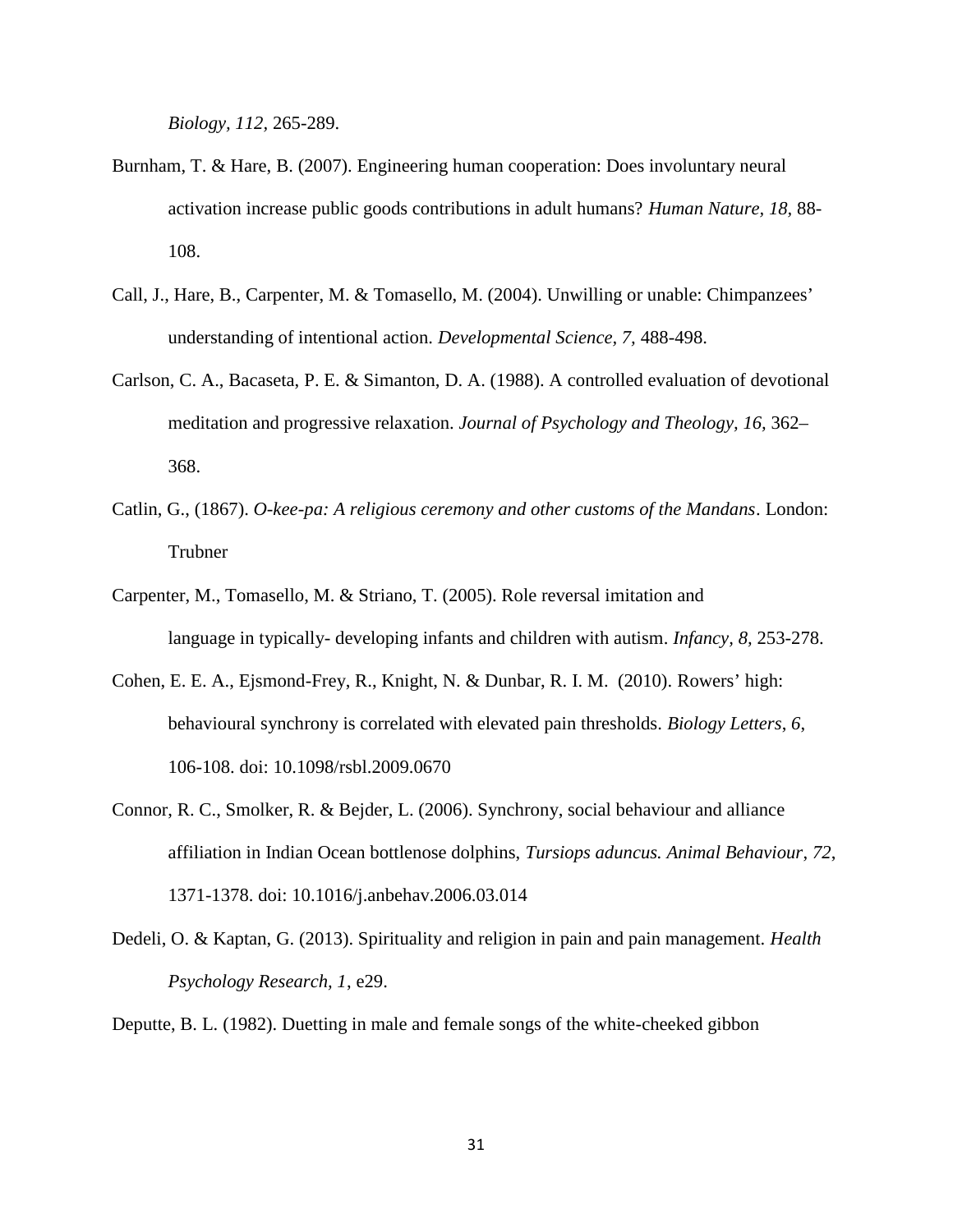*Biology, 112*, 265-289.

Burnham, T. & Hare, B. (2007). Engineering human cooperation: Does involuntary neural activation increase public goods contributions in adult humans? *Human Nature, 18*, 88-108.

Call, J., Hare, B., Carpenter, M. & Tomasello, M. (2004). Unwilling or unable: Chimpanzees' understanding of intentional action. *Developmental Science, 7*, 488-498.

Carlson, C. A., Bacaseta, P. E. & Simanton, D. A. (1988). A controlled evaluation of devotional meditation and progressive relaxation. *Journal of Psychology and Theology, 16*, 362–368.

Catlin, G., (1867). *O-kee-pa: A religious ceremony and other customs of the Mandans*. London: Trubner

Carpenter, M., Tomasello, M. & Striano, T. (2005). Role reversal imitation and language in typically- developing infants and children with autism. *Infancy, 8*, 253-278.

Cohen, E. E. A., Ejsmond-Frey, R., Knight, N. & Dunbar, R. I. M. (2010). Rowers' high: behavioural synchrony is correlated with elevated pain thresholds. *Biology Letters*, *6*, 106-108. doi: 10.1098/rsbl.2009.0670

Connor, R. C., Smolker, R. & Bejder, L. (2006). Synchrony, social behaviour and alliance affiliation in Indian Ocean bottlenose dolphins, *Tursiops aduncus. Animal Behaviour*, *72*, 1371-1378. doi: 10.1016/j.anbehav.2006.03.014

Dedeli, O. & Kaptan, G. (2013). Spirituality and religion in pain and pain management. *Health Psychology Research, 1*, e29.

Deputte, B. L. (1982). Duetting in male and female songs of the white-cheeked gibbon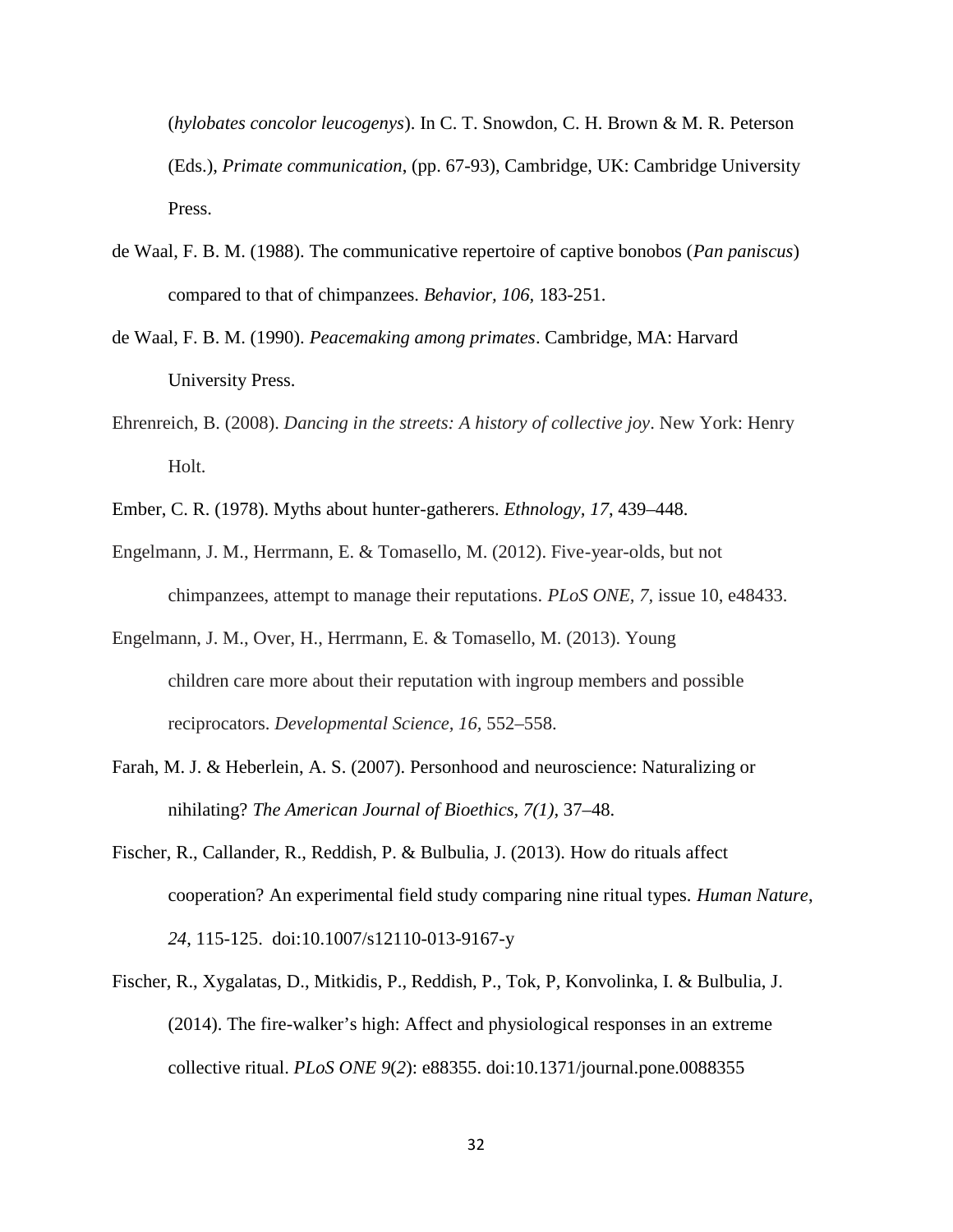(*hylobates concolor leucogenys*). In C. T. Snowdon, C. H. Brown & M. R. Peterson (Eds.), *Primate communication*, (pp. 67-93), Cambridge, UK: Cambridge University Press.

de Waal, F. B. M. (1988). The communicative repertoire of captive bonobos (*Pan paniscus*) compared to that of chimpanzees. *Behavior, 106*, 183-251.

de Waal, F. B. M. (1990). *Peacemaking among primates*. Cambridge, MA: Harvard University Press.

Ehrenreich, B. (2008). *Dancing in the streets: A history of collective joy*. New York: Henry Holt.

Ember, C. R. (1978). Myths about hunter-gatherers. *Ethnology, 17*, 439–448.

Engelmann, J. M., Herrmann, E. & Tomasello, M. (2012). Five-year-olds, but not chimpanzees, attempt to manage their reputations. *PLoS ONE, 7,* issue 10, e48433.

Engelmann, J. M., Over, H., Herrmann, E. & Tomasello, M. (2013). Young children care more about their reputation with ingroup members and possible reciprocators. *Developmental Science, 16,* 552–558.

Farah, M. J. & Heberlein, A. S. (2007). Personhood and neuroscience: Naturalizing or nihilating? *The American Journal of Bioethics, 7(1),* 37–48.

Fischer, R., Callander, R., Reddish, P. & Bulbulia, J. (2013). How do rituals affect cooperation? An experimental field study comparing nine ritual types. *Human Nature*, *24*, 115-125. doi:10.1007/s12110-013-9167-y

Fischer, R., Xygalatas, D., Mitkidis, P., Reddish, P., Tok, P, Konvolinka, I. & Bulbulia, J. (2014). The fire-walker's high: Affect and physiological responses in an extreme collective ritual. *PLoS ONE 9*(*2*): e88355. doi:10.1371/journal.pone.0088355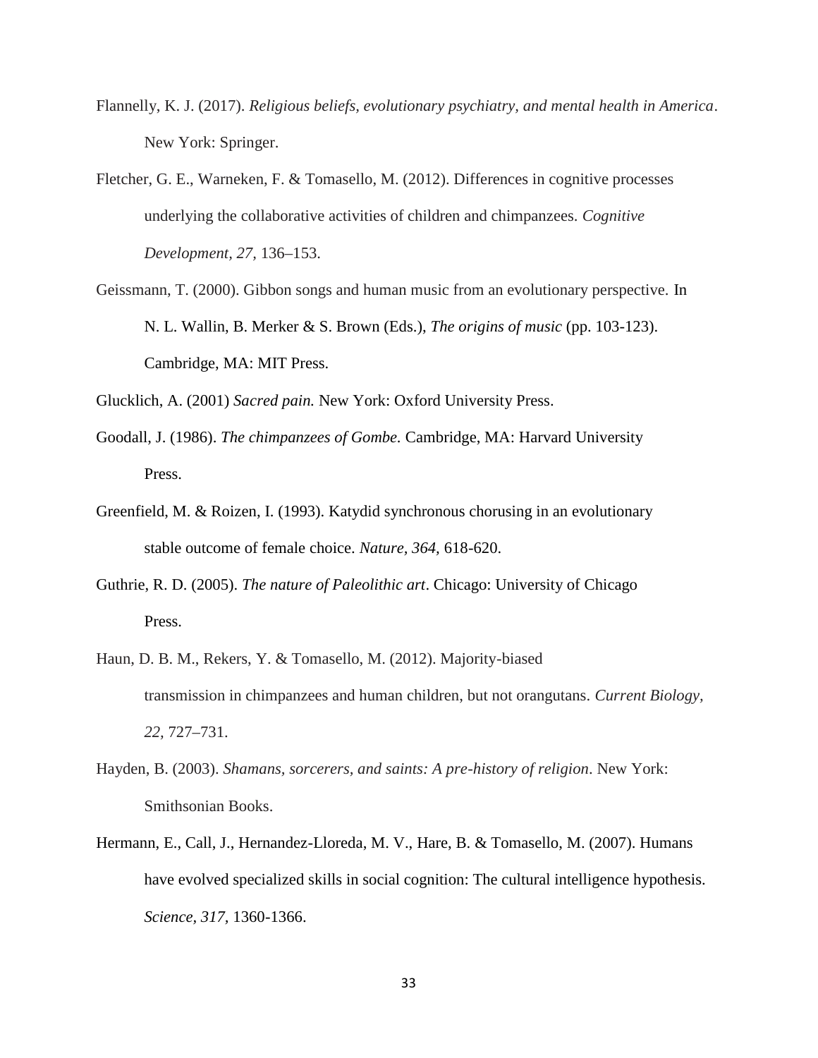Flannelly, K. J. (2017). *Religious beliefs, evolutionary psychiatry, and mental health in America*. New York: Springer.

Fletcher, G. E., Warneken, F. & Tomasello, M. (2012). Differences in cognitive processes underlying the collaborative activities of children and chimpanzees. *Cognitive Development, 27*, 136–153.

Geissmann, T. (2000). Gibbon songs and human music from an evolutionary perspective. In N. L. Wallin, B. Merker & S. Brown (Eds.), *The origins of music* (pp. 103-123). Cambridge, MA: MIT Press.

Glucklich, A. (2001) *Sacred pain.* New York: Oxford University Press.

Goodall, J. (1986). *The chimpanzees of Gombe.* Cambridge, MA: Harvard University Press.

Greenfield, M. & Roizen, I. (1993). Katydid synchronous chorusing in an evolutionary stable outcome of female choice. *Nature, 364,* 618-620.

Guthrie, R. D. (2005). *The nature of Paleolithic art*. Chicago: University of Chicago Press.

Haun, D. B. M., Rekers, Y. & Tomasello, M. (2012). Majority-biased transmission in chimpanzees and human children, but not orangutans. *Current Biology, 22*, 727–731.

Hayden, B. (2003). *Shamans, sorcerers, and saints: A pre-history of religion*. New York: Smithsonian Books.

Hermann, E., Call, J., Hernandez-Lloreda, M. V., Hare, B. & Tomasello, M. (2007). Humans have evolved specialized skills in social cognition: The cultural intelligence hypothesis. *Science, 317,* 1360-1366.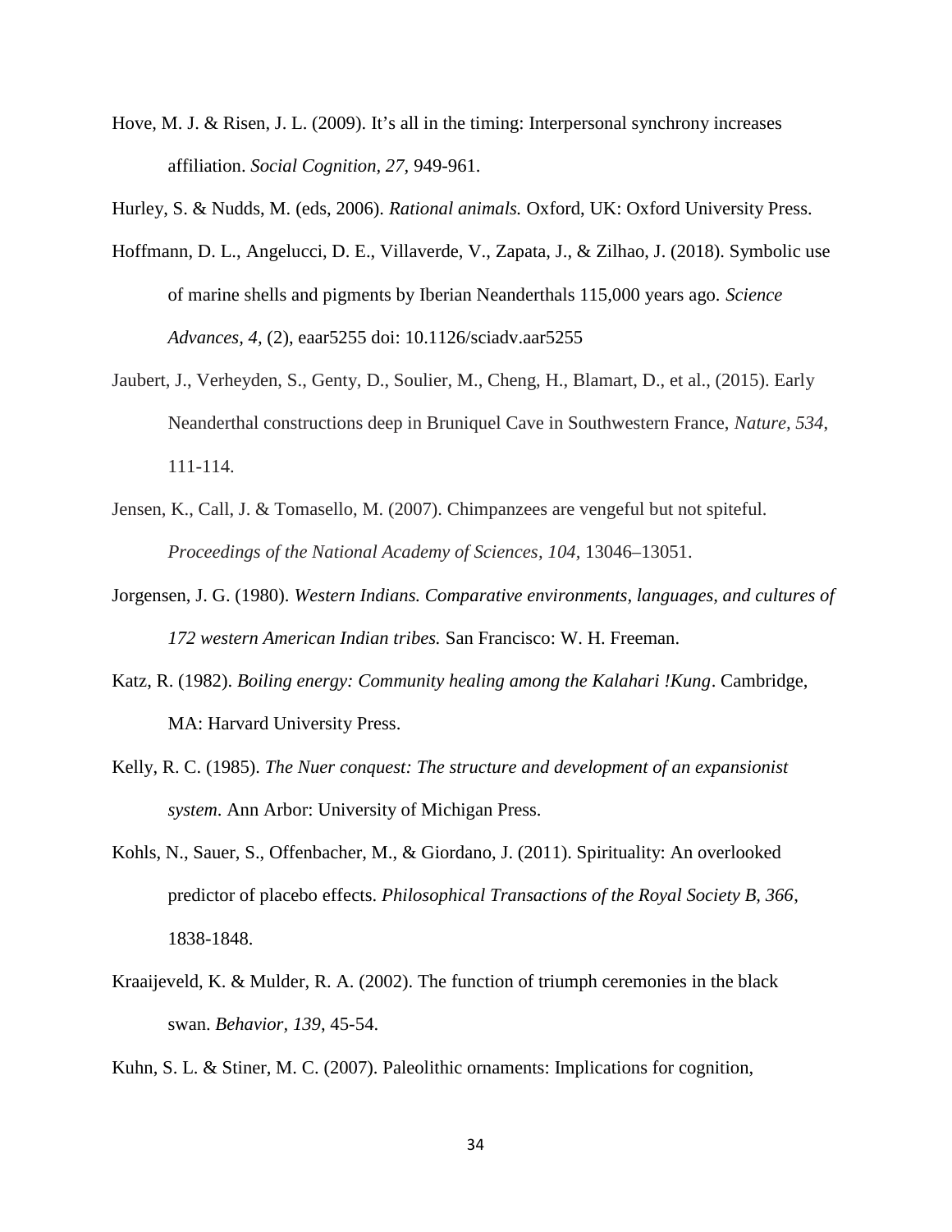Hove, M. J. & Risen, J. L. (2009). It's all in the timing: Interpersonal synchrony increases affiliation. *Social Cognition, 27,* 949-961.

Hurley, S. & Nudds, M. (eds, 2006). *Rational animals.* Oxford, UK: Oxford University Press.

Hoffmann, D. L., Angelucci, D. E., Villaverde, V., Zapata, J., & Zilhao, J. (2018). Symbolic use of marine shells and pigments by Iberian Neanderthals 115,000 years ago. *Science Advances, 4,* (2), eaar5255 doi: 10.1126/sciadv.aar5255

Jaubert, J., Verheyden, S., Genty, D., Soulier, M., Cheng, H., Blamart, D., et al., (2015). Early Neanderthal constructions deep in Bruniquel Cave in Southwestern France, *Nature, 534*, 111-114.

Jensen, K., Call, J. & Tomasello, M. (2007). Chimpanzees are vengeful but not spiteful. *Proceedings of the National Academy of Sciences, 104,* 13046–13051.

Jorgensen, J. G. (1980). *Western Indians. Comparative environments, languages, and cultures of 172 western American Indian tribes.* San Francisco: W. H. Freeman.

Katz, R. (1982). *Boiling energy: Community healing among the Kalahari !Kung*. Cambridge, MA: Harvard University Press.

Kelly, R. C. (1985). *The Nuer conquest: The structure and development of an expansionist system.* Ann Arbor: University of Michigan Press.

Kohls, N., Sauer, S., Offenbacher, M., & Giordano, J. (2011). Spirituality: An overlooked predictor of placebo effects. *Philosophical Transactions of the Royal Society B, 366*, 1838-1848.

Kraaijeveld, K. & Mulder, R. A. (2002). The function of triumph ceremonies in the black swan. *Behavior, 139*, 45-54.

Kuhn, S. L. & Stiner, M. C. (2007). Paleolithic ornaments: Implications for cognition,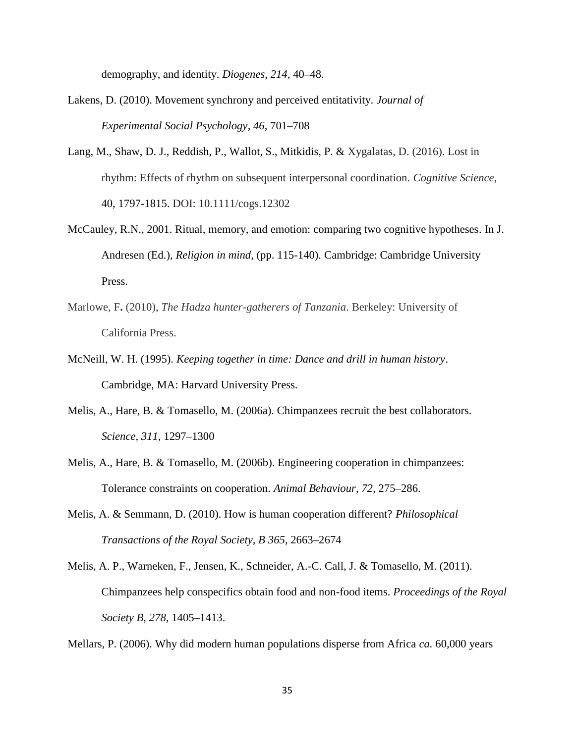demography, and identity. *Diogenes, 214*, 40–48.

Lakens, D. (2010). Movement synchrony and perceived entitativity. *Journal of Experimental Social Psychology, 46*, 701–708

Lang, M., Shaw, D. J., Reddish, P., Wallot, S., Mitkidis, P. & Xygalatas, D. (2016). Lost in rhythm: Effects of rhythm on subsequent interpersonal coordination. *Cognitive Science*, 40, 1797-1815. DOI: 10.1111/cogs.12302

McCauley, R.N., 2001. Ritual, memory, and emotion: comparing two cognitive hypotheses. In J. Andresen (Ed.), *Religion in mind*, (pp. 115-140). Cambridge: Cambridge University Press.

Marlowe, F**.** (2010), *The Hadza hunter-gatherers of Tanzania*. Berkeley: University of California Press.

McNeill, W. H. (1995). *Keeping together in time: Dance and drill in human history*. Cambridge, MA: Harvard University Press.

Melis, A., Hare, B. & Tomasello, M. (2006a). Chimpanzees recruit the best collaborators. *Science, 311*, 1297–1300

Melis, A., Hare, B. & Tomasello, M. (2006b). Engineering cooperation in chimpanzees: Tolerance constraints on cooperation. *Animal Behaviour, 72*, 275–286.

Melis, A. & Semmann, D. (2010). How is human cooperation different? *Philosophical Transactions of the Royal Society, B 365*, 2663–2674

Melis, A. P., Warneken, F., Jensen, K., Schneider, A.-C. Call, J. & Tomasello, M. (2011). Chimpanzees help conspecifics obtain food and non-food items. *Proceedings of the Royal Society B, 278*, 1405–1413.

Mellars, P. (2006). Why did modern human populations disperse from Africa *ca.* 60,000 years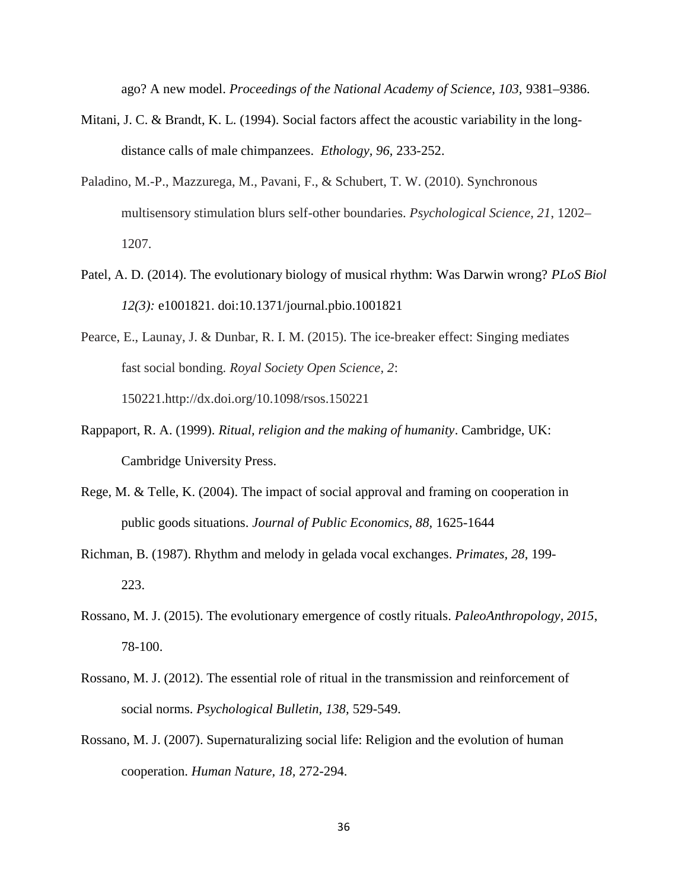ago? A new model. *Proceedings of the National Academy of Science, 103,* 9381–9386.

Mitani, J. C. & Brandt, K. L. (1994). Social factors affect the acoustic variability in the long-distance calls of male chimpanzees. *Ethology, 96,* 233-252.

Paladino, M.-P., Mazzurega, M., Pavani, F., & Schubert, T. W. (2010). Synchronous multisensory stimulation blurs self-other boundaries. *Psychological Science, 21*, 1202–1207.

Patel, A. D. (2014). The evolutionary biology of musical rhythm: Was Darwin wrong? *PLoS Biol 12(3):* e1001821. doi:10.1371/journal.pbio.1001821

Pearce, E., Launay, J. & Dunbar, R. I. M. (2015). The ice-breaker effect: Singing mediates fast social bonding. *Royal Society Open Science, 2*: 150221.http://dx.doi.org/10.1098/rsos.150221

Rappaport, R. A. (1999). *Ritual, religion and the making of humanity*. Cambridge, UK: Cambridge University Press.

Rege, M. & Telle, K. (2004). The impact of social approval and framing on cooperation in public goods situations. *Journal of Public Economics, 88,* 1625-1644

Richman, B. (1987). Rhythm and melody in gelada vocal exchanges. *Primates, 28*, 199-223.

Rossano, M. J. (2015). The evolutionary emergence of costly rituals. *PaleoAnthropology, 2015*, 78-100.

Rossano, M. J. (2012). The essential role of ritual in the transmission and reinforcement of social norms. *Psychological Bulletin, 138,* 529-549.

Rossano, M. J. (2007). Supernaturalizing social life: Religion and the evolution of human cooperation. *Human Nature, 18,* 272-294.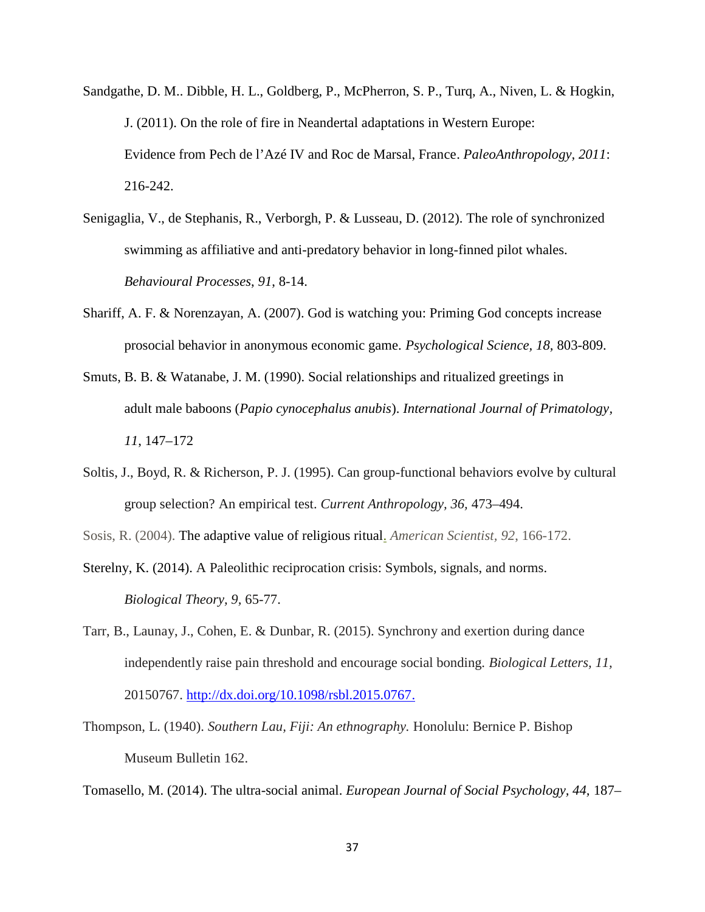Sandgathe, D. M.. Dibble, H. L., Goldberg, P., McPherron, S. P., Turq, A., Niven, L. & Hogkin, J. (2011). On the role of fire in Neandertal adaptations in Western Europe: Evidence from Pech de l'Azé IV and Roc de Marsal, France. *PaleoAnthropology, 2011*: 216-242.

Senigaglia, V., de Stephanis, R., Verborgh, P. & Lusseau, D. (2012). The role of synchronized swimming as affiliative and anti-predatory behavior in long-finned pilot whales. *Behavioural Processes*, *91*, 8-14.

Shariff, A. F. & Norenzayan, A. (2007). God is watching you: Priming God concepts increase prosocial behavior in anonymous economic game. *Psychological Science, 18*, 803-809.

Smuts, B. B. & Watanabe, J. M. (1990). Social relationships and ritualized greetings in adult male baboons (*Papio cynocephalus anubis*). *International Journal of Primatology, 11*, 147–172

Soltis, J., Boyd, R. & Richerson, P. J. (1995). Can group-functional behaviors evolve by cultural group selection? An empirical test. *Current Anthropology, 36,* 473–494.

Sosis, R. (2004). The adaptive value of religious ritual. *American Scientist, 92*, 166-172.

Sterelny, K. (2014). A Paleolithic reciprocation crisis: Symbols, signals, and norms. *Biological Theory, 9*, 65-77.

Tarr, B., Launay, J., Cohen, E. & Dunbar, R. (2015). Synchrony and exertion during dance independently raise pain threshold and encourage social bonding. *Biological Letters, 11*, 20150767. http://dx.doi.org/10.1098/rsbl.2015.0767.

Thompson, L. (1940). *Southern Lau, Fiji: An ethnography.* Honolulu: Bernice P. Bishop Museum Bulletin 162.

Tomasello, M. (2014). The ultra-social animal. *European Journal of Social Psychology, 44,* 187–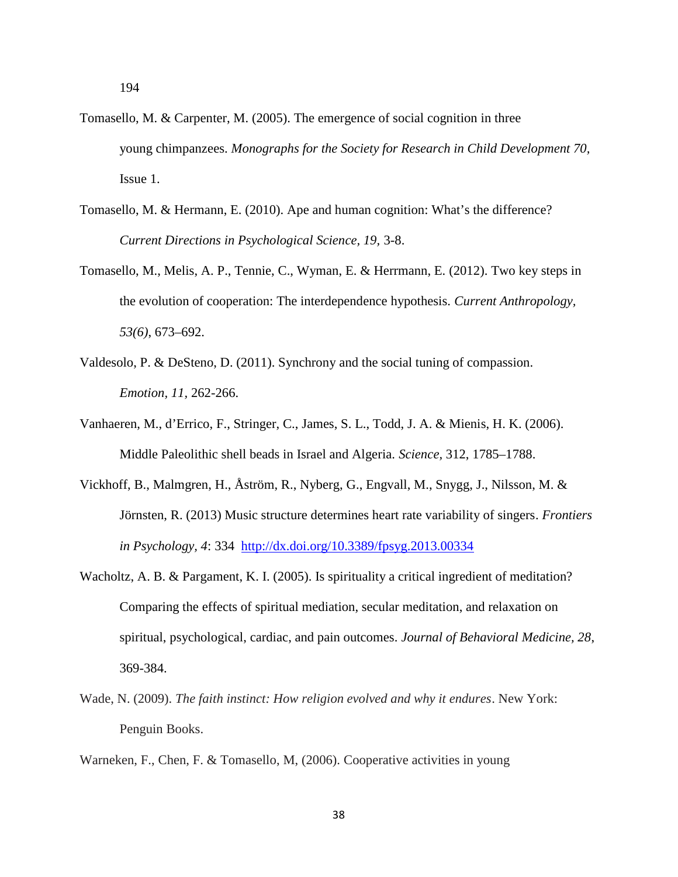Tomasello, M. & Carpenter, M. (2005). The emergence of social cognition in three young chimpanzees. *Monographs for the Society for Research in Child Development 70,* Issue 1.

Tomasello, M. & Hermann, E. (2010). Ape and human cognition: What's the difference? *Current Directions in Psychological Science, 19,* 3-8.

Tomasello, M., Melis, A. P., Tennie, C., Wyman, E. & Herrmann, E. (2012). Two key steps in the evolution of cooperation: The interdependence hypothesis. *Current Anthropology, 53(6),* 673–692.

Valdesolo, P. & DeSteno, D. (2011). Synchrony and the social tuning of compassion. *Emotion, 11,* 262-266.

Vanhaeren, M., d'Errico, F., Stringer, C., James, S. L., Todd, J. A. & Mienis, H. K. (2006). Middle Paleolithic shell beads in Israel and Algeria. *Science,* 312, 1785–1788.

Vickhoff, B., Malmgren, H., Åström, R., Nyberg, G., Engvall, M., Snygg, J., Nilsson, M. & Jörnsten, R. (2013) Music structure determines heart rate variability of singers. *Frontiers in Psychology, 4*: 334 http://dx.doi.org/10.3389/fpsyg.2013.00334

Wacholtz, A. B. & Pargament, K. I. (2005). Is spirituality a critical ingredient of meditation? Comparing the effects of spiritual mediation, secular meditation, and relaxation on spiritual, psychological, cardiac, and pain outcomes. *Journal of Behavioral Medicine, 28*, 369-384.

Wade, N. (2009). *The faith instinct: How religion evolved and why it endures*. New York: Penguin Books.

Warneken, F., Chen, F. & Tomasello, M, (2006). Cooperative activities in young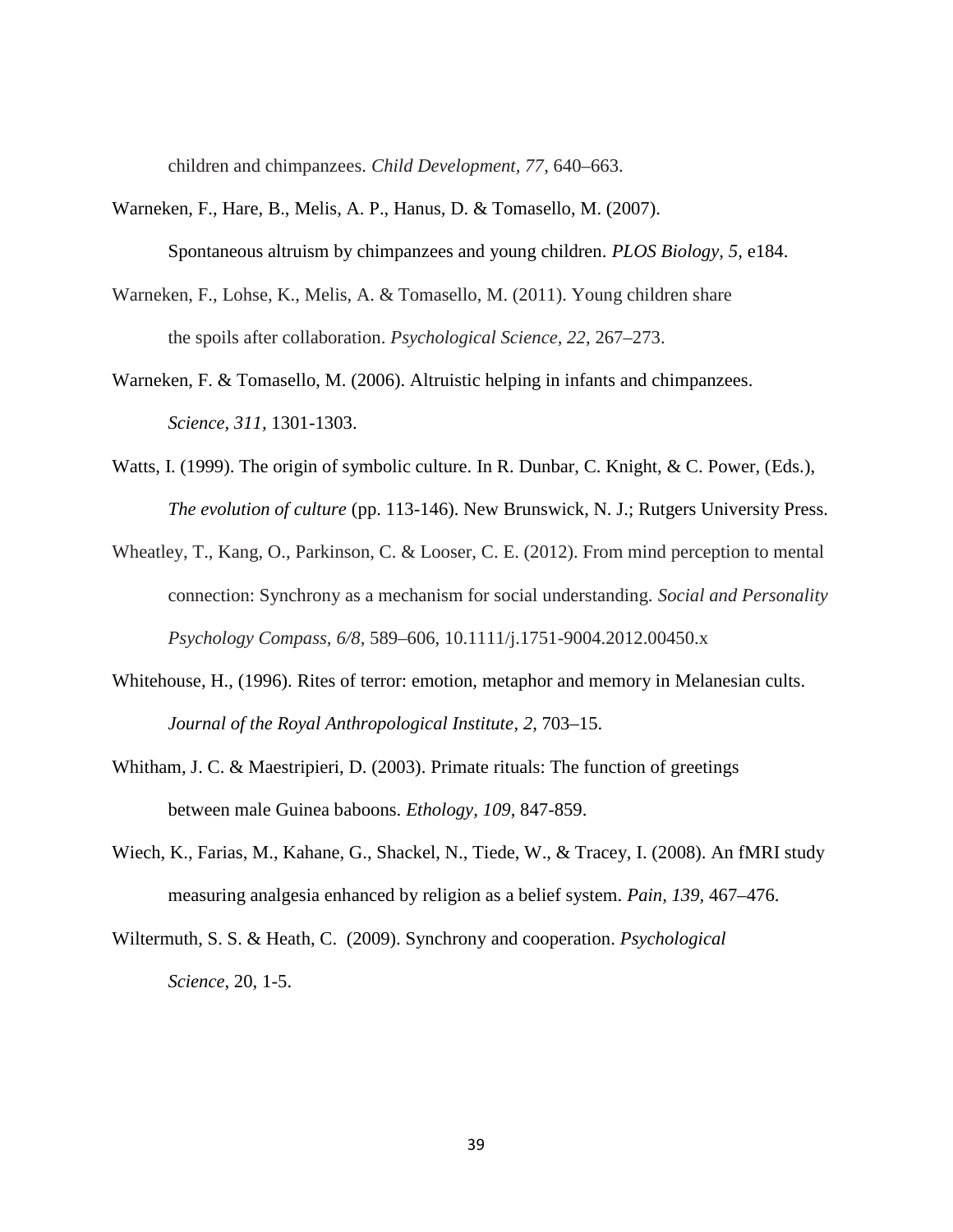children and chimpanzees. *Child Development, 77*, 640–663.

Warneken, F., Hare, B., Melis, A. P., Hanus, D. & Tomasello, M. (2007). Spontaneous altruism by chimpanzees and young children. *PLOS Biology, 5,* e184.

Warneken, F., Lohse, K., Melis, A. & Tomasello, M. (2011). Young children share the spoils after collaboration. *Psychological Science, 22*, 267–273.

Warneken, F. & Tomasello, M. (2006). Altruistic helping in infants and chimpanzees. *Science, 311*, 1301-1303.

Watts, I. (1999). The origin of symbolic culture. In R. Dunbar, C. Knight, & C. Power, (Eds.), *The evolution of culture* (pp. 113-146). New Brunswick, N. J.; Rutgers University Press.

Wheatley, T., Kang, O., Parkinson, C. & Looser, C. E. (2012). From mind perception to mental connection: Synchrony as a mechanism for social understanding. *Social and Personality Psychology Compass, 6/8,* 589–606, 10.1111/j.1751-9004.2012.00450.x

Whitehouse, H., (1996). Rites of terror: emotion, metaphor and memory in Melanesian cults. *Journal of the Royal Anthropological Institute, 2,* 703–15.

Whitham, J. C. & Maestripieri, D. (2003). Primate rituals: The function of greetings between male Guinea baboons. *Ethology, 109*, 847-859.

Wiech, K., Farias, M., Kahane, G., Shackel, N., Tiede, W., & Tracey, I. (2008). An fMRI study measuring analgesia enhanced by religion as a belief system. *Pain, 139,* 467–476.

Wiltermuth, S. S. & Heath, C. (2009). Synchrony and cooperation. *Psychological Science*, 20, 1-5.